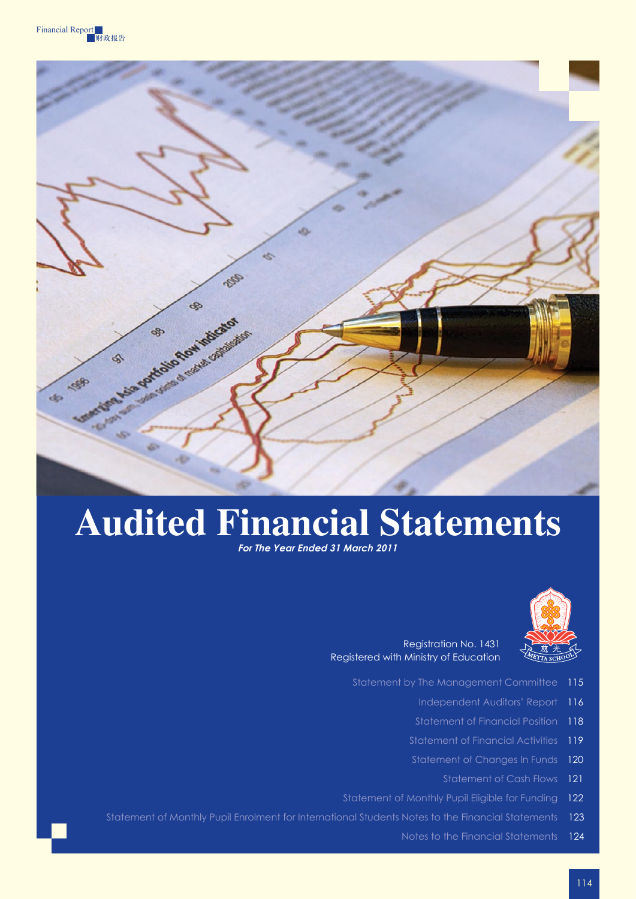# Audited Financial Statements

*For The Year Ended 31 March 2011*

Registration No. 1431
Registered with Ministry of Education

| | |
|---|---|
| Statement by The Management Committee | 115 |
| Independent Auditors' Report | 116 |
| Statement of Financial Position | 118 |
| Statement of Financial Activities | 119 |
| Statement of Changes In Funds | 120 |
| Statement of Cash Flows | 121 |
| Statement of Monthly Pupil Eligible for Funding | 122 |
| Statement of Monthly Pupil Enrolment for International Students Notes to the Financial Statements | 123 |
| Notes to the Financial Statements | 124 |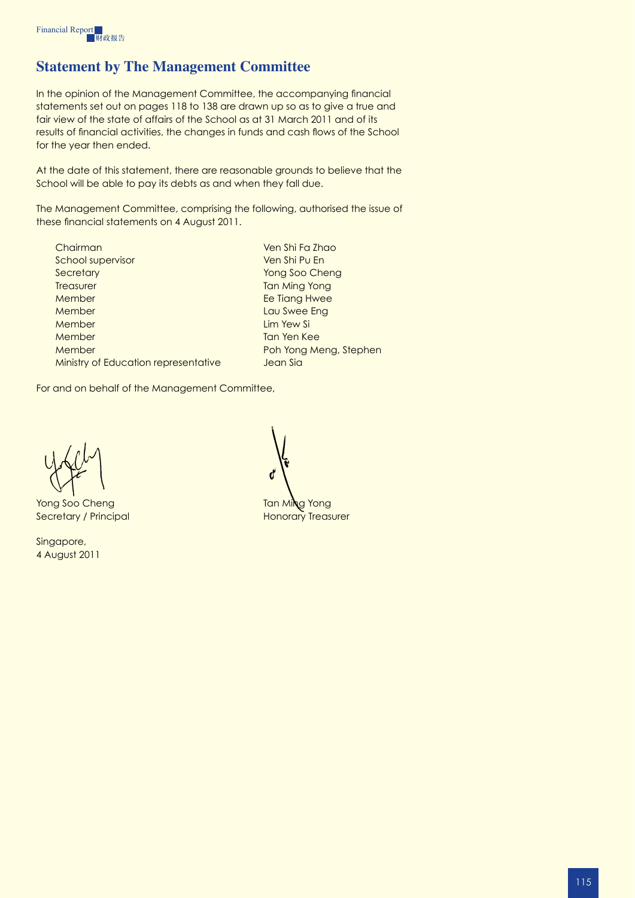## Statement by The Management Committee

In the opinion of the Management Committee, the accompanying financial statements set out on pages 118 to 138 are drawn up so as to give a true and fair view of the state of affairs of the School as at 31 March 2011 and of its results of financial activities, the changes in funds and cash flows of the School for the year then ended.

At the date of this statement, there are reasonable grounds to believe that the School will be able to pay its debts as and when they fall due.

The Management Committee, comprising the following, authorised the issue of these financial statements on 4 August 2011.

| | |
|---|---|
| Chairman | Ven Shi Fa Zhao |
| School supervisor | Ven Shi Pu En |
| Secretary | Yong Soo Cheng |
| Treasurer | Tan Ming Yong |
| Member | Ee Tiang Hwee |
| Member | Lau Swee Eng |
| Member | Lim Yew Si |
| Member | Tan Yen Kee |
| Member | Poh Yong Meng, Stephen |
| Ministry of Education representative | Jean Sia |

For and on behalf of the Management Committee,

Yong Soo Cheng
Secretary / Principal

Tan Ming Yong
Honorary Treasurer

Singapore,
4 August 2011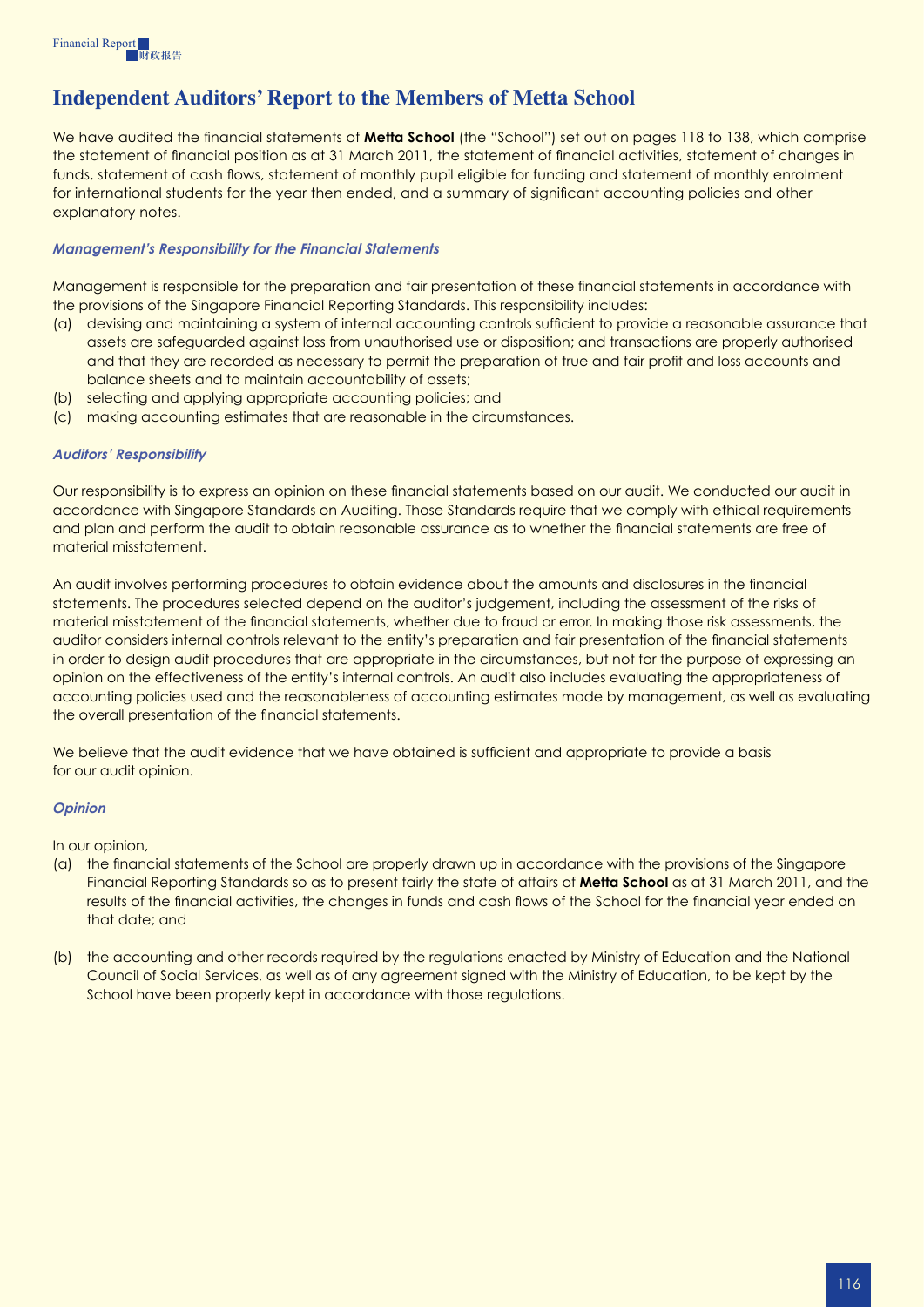# Independent Auditors' Report to the Members of Metta School

We have audited the financial statements of **Metta School** (the "School") set out on pages 118 to 138, which comprise the statement of financial position as at 31 March 2011, the statement of financial activities, statement of changes in funds, statement of cash flows, statement of monthly pupil eligible for funding and statement of monthly enrolment for international students for the year then ended, and a summary of significant accounting policies and other explanatory notes.

### *Management's Responsibility for the Financial Statements*

Management is responsible for the preparation and fair presentation of these financial statements in accordance with the provisions of the Singapore Financial Reporting Standards. This responsibility includes:

(a) devising and maintaining a system of internal accounting controls sufficient to provide a reasonable assurance that assets are safeguarded against loss from unauthorised use or disposition; and transactions are properly authorised and that they are recorded as necessary to permit the preparation of true and fair profit and loss accounts and balance sheets and to maintain accountability of assets;

(b) selecting and applying appropriate accounting policies; and

(c) making accounting estimates that are reasonable in the circumstances.

### *Auditors' Responsibility*

Our responsibility is to express an opinion on these financial statements based on our audit. We conducted our audit in accordance with Singapore Standards on Auditing. Those Standards require that we comply with ethical requirements and plan and perform the audit to obtain reasonable assurance as to whether the financial statements are free of material misstatement.

An audit involves performing procedures to obtain evidence about the amounts and disclosures in the financial statements. The procedures selected depend on the auditor's judgement, including the assessment of the risks of material misstatement of the financial statements, whether due to fraud or error. In making those risk assessments, the auditor considers internal controls relevant to the entity's preparation and fair presentation of the financial statements in order to design audit procedures that are appropriate in the circumstances, but not for the purpose of expressing an opinion on the effectiveness of the entity's internal controls. An audit also includes evaluating the appropriateness of accounting policies used and the reasonableness of accounting estimates made by management, as well as evaluating the overall presentation of the financial statements.

We believe that the audit evidence that we have obtained is sufficient and appropriate to provide a basis for our audit opinion.

### *Opinion*

In our opinion,

(a) the financial statements of the School are properly drawn up in accordance with the provisions of the Singapore Financial Reporting Standards so as to present fairly the state of affairs of **Metta School** as at 31 March 2011, and the results of the financial activities, the changes in funds and cash flows of the School for the financial year ended on that date; and

(b) the accounting and other records required by the regulations enacted by Ministry of Education and the National Council of Social Services, as well as of any agreement signed with the Ministry of Education, to be kept by the School have been properly kept in accordance with those regulations.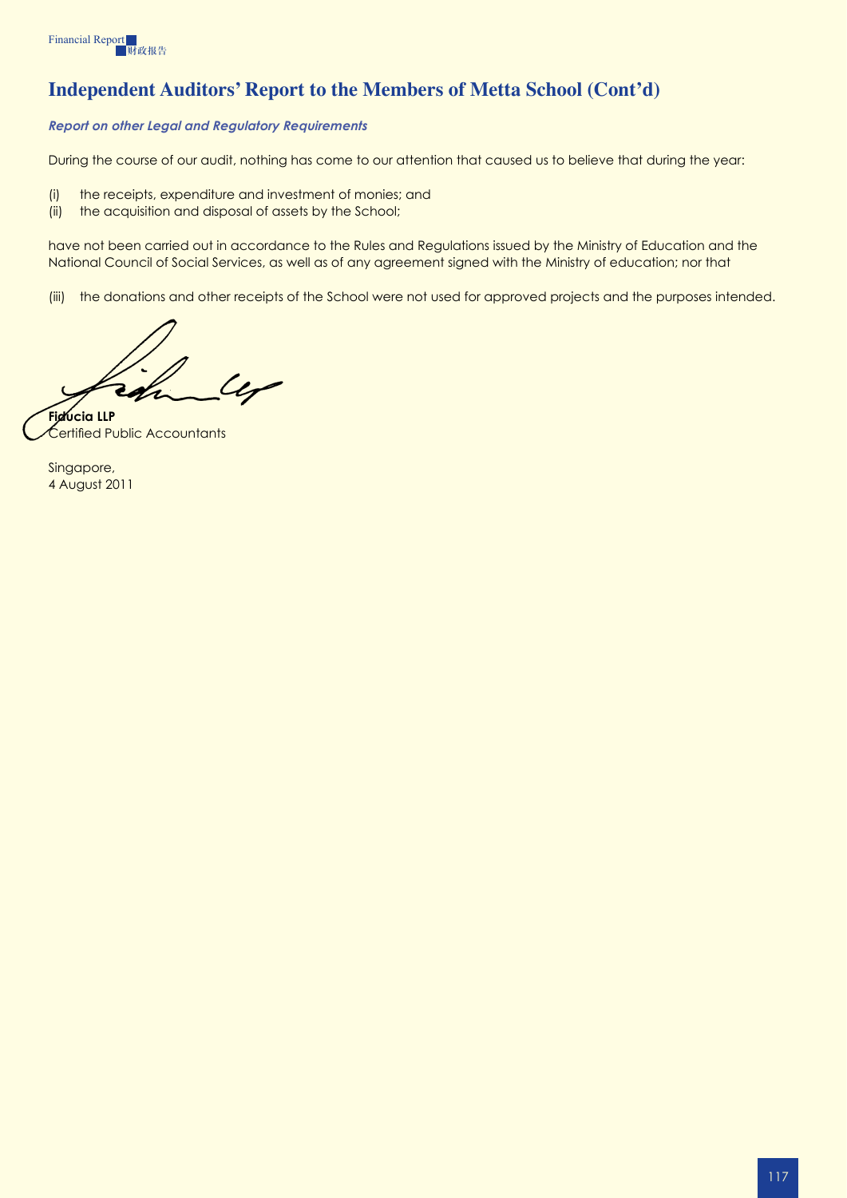## Independent Auditors' Report to the Members of Metta School (Cont'd)

***Report on other Legal and Regulatory Requirements***

During the course of our audit, nothing has come to our attention that caused us to believe that during the year:

(i) the receipts, expenditure and investment of monies; and
(ii) the acquisition and disposal of assets by the School;

have not been carried out in accordance to the Rules and Regulations issued by the Ministry of Education and the National Council of Social Services, as well as of any agreement signed with the Ministry of education; nor that

(iii) the donations and other receipts of the School were not used for approved projects and the purposes intended.

**Fiducia LLP**
Certified Public Accountants

Singapore,
4 August 2011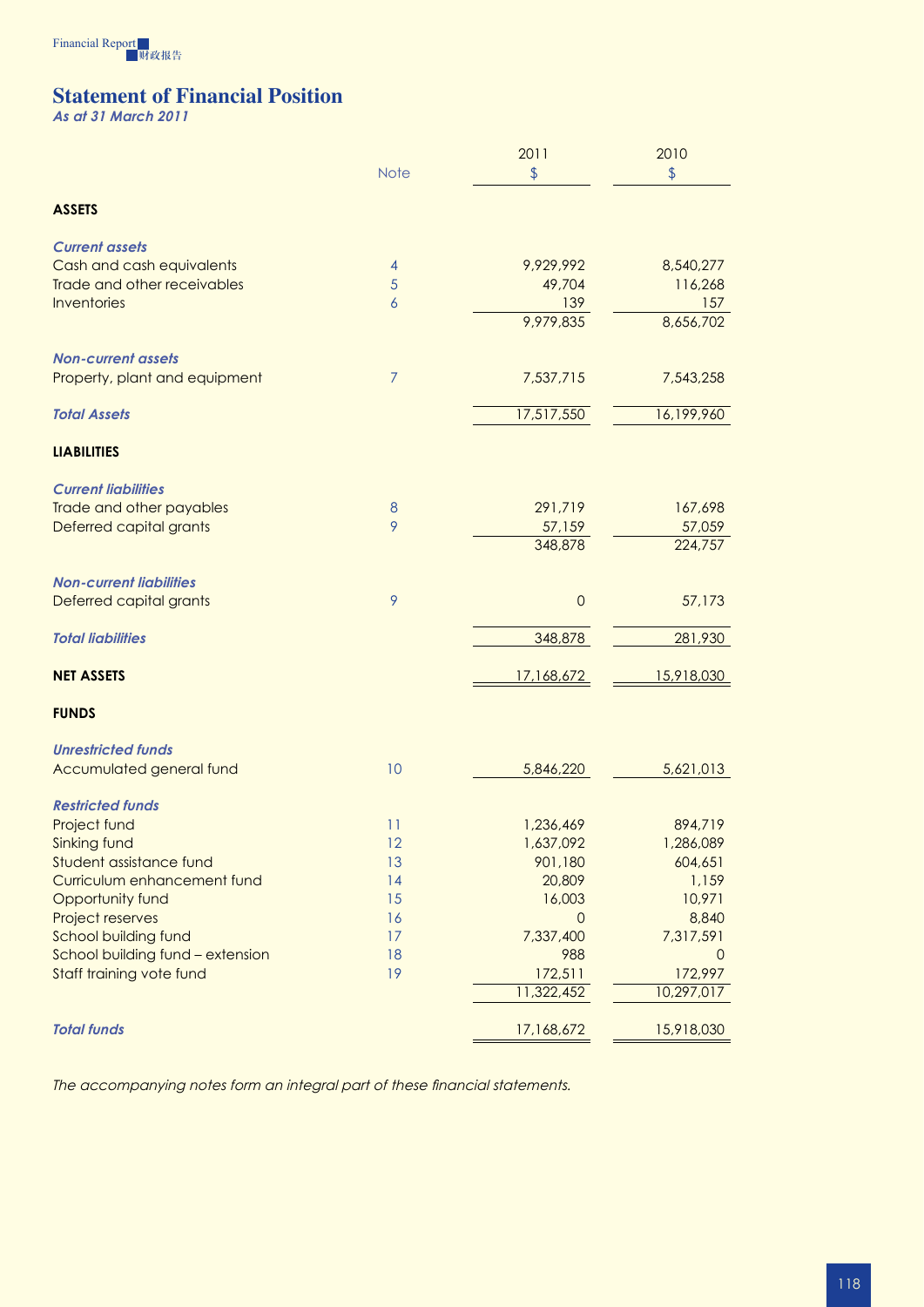## Statement of Financial Position

*As at 31 March 2011*

| | Note | 2011 $ | 2010 $ |
|---|---|---|---|
| **ASSETS** | | | |
| ***Current assets*** | | | |
| Cash and cash equivalents | 4 | 9,929,992 | 8,540,277 |
| Trade and other receivables | 5 | 49,704 | 116,268 |
| Inventories | 6 | 139 | 157 |
| | | 9,979,835 | 8,656,702 |
| ***Non-current assets*** | | | |
| Property, plant and equipment | 7 | 7,537,715 | 7,543,258 |
| ***Total Assets*** | | 17,517,550 | 16,199,960 |
| **LIABILITIES** | | | |
| ***Current liabilities*** | | | |
| Trade and other payables | 8 | 291,719 | 167,698 |
| Deferred capital grants | 9 | 57,159 | 57,059 |
| | | 348,878 | 224,757 |
| ***Non-current liabilities*** | | | |
| Deferred capital grants | 9 | 0 | 57,173 |
| ***Total liabilities*** | | 348,878 | 281,930 |
| **NET ASSETS** | | 17,168,672 | 15,918,030 |
| **FUNDS** | | | |
| ***Unrestricted funds*** | | | |
| Accumulated general fund | 10 | 5,846,220 | 5,621,013 |
| ***Restricted funds*** | | | |
| Project fund | 11 | 1,236,469 | 894,719 |
| Sinking fund | 12 | 1,637,092 | 1,286,089 |
| Student assistance fund | 13 | 901,180 | 604,651 |
| Curriculum enhancement fund | 14 | 20,809 | 1,159 |
| Opportunity fund | 15 | 16,003 | 10,971 |
| Project reserves | 16 | 0 | 8,840 |
| School building fund | 17 | 7,337,400 | 7,317,591 |
| School building fund – extension | 18 | 988 | 0 |
| Staff training vote fund | 19 | 172,511 | 172,997 |
| | | 11,322,452 | 10,297,017 |
| ***Total funds*** | | 17,168,672 | 15,918,030 |

*The accompanying notes form an integral part of these financial statements.*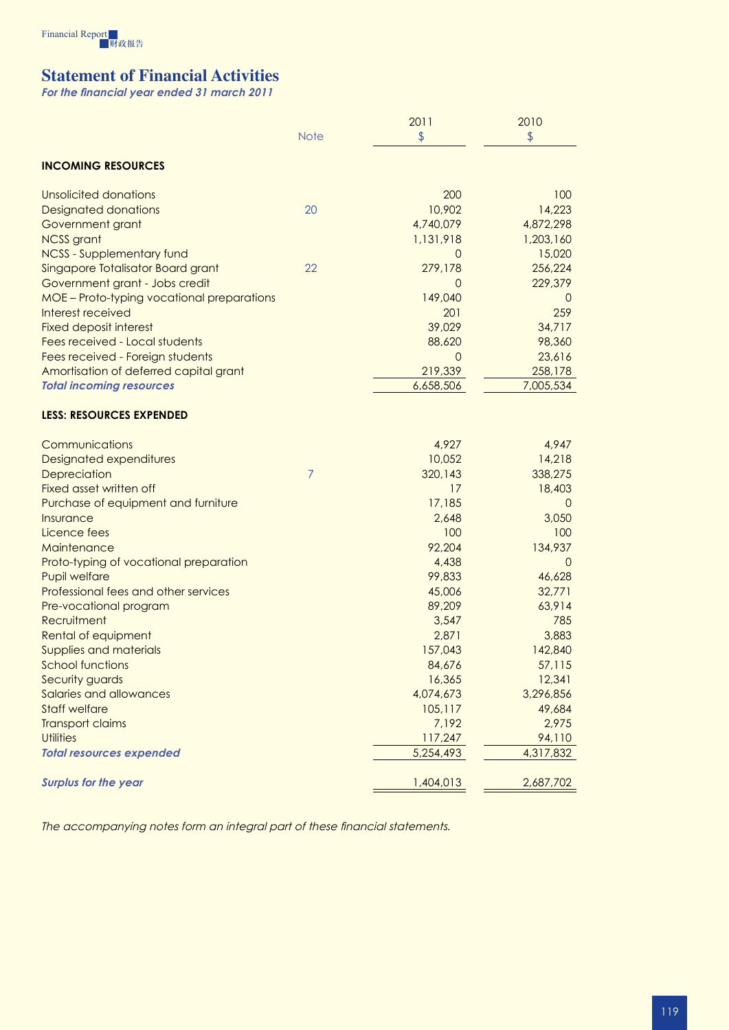## Statement of Financial Activities

*For the financial year ended 31 march 2011*

| | Note | 2011 $ | 2010 $ |
|---|---|---|---|
| **INCOMING RESOURCES** | | | |
| Unsolicited donations | | 200 | 100 |
| Designated donations | 20 | 10,902 | 14,223 |
| Government grant | | 4,740,079 | 4,872,298 |
| NCSS grant | | 1,131,918 | 1,203,160 |
| NCSS - Supplementary fund | | 0 | 15,020 |
| Singapore Totalisator Board grant | 22 | 279,178 | 256,224 |
| Government grant - Jobs credit | | 0 | 229,379 |
| MOE – Proto-typing vocational preparations | | 149,040 | 0 |
| Interest received | | 201 | 259 |
| Fixed deposit interest | | 39,029 | 34,717 |
| Fees received - Local students | | 88,620 | 98,360 |
| Fees received - Foreign students | | 0 | 23,616 |
| Amortisation of deferred capital grant | | 219,339 | 258,178 |
| ***Total incoming resources*** | | 6,658,506 | 7,005,534 |
| **LESS: RESOURCES EXPENDED** | | | |
| Communications | | 4,927 | 4,947 |
| Designated expenditures | | 10,052 | 14,218 |
| Depreciation | 7 | 320,143 | 338,275 |
| Fixed asset written off | | 17 | 18,403 |
| Purchase of equipment and furniture | | 17,185 | 0 |
| Insurance | | 2,648 | 3,050 |
| Licence fees | | 100 | 100 |
| Maintenance | | 92,204 | 134,937 |
| Proto-typing of vocational preparation | | 4,438 | 0 |
| Pupil welfare | | 99,833 | 46,628 |
| Professional fees and other services | | 45,006 | 32,771 |
| Pre-vocational program | | 89,209 | 63,914 |
| Recruitment | | 3,547 | 785 |
| Rental of equipment | | 2,871 | 3,883 |
| Supplies and materials | | 157,043 | 142,840 |
| School functions | | 84,676 | 57,115 |
| Security guards | | 16,365 | 12,341 |
| Salaries and allowances | | 4,074,673 | 3,296,856 |
| Staff welfare | | 105,117 | 49,684 |
| Transport claims | | 7,192 | 2,975 |
| Utilities | | 117,247 | 94,110 |
| ***Total resources expended*** | | 5,254,493 | 4,317,832 |
| ***Surplus for the year*** | | 1,404,013 | 2,687,702 |

*The accompanying notes form an integral part of these financial statements.*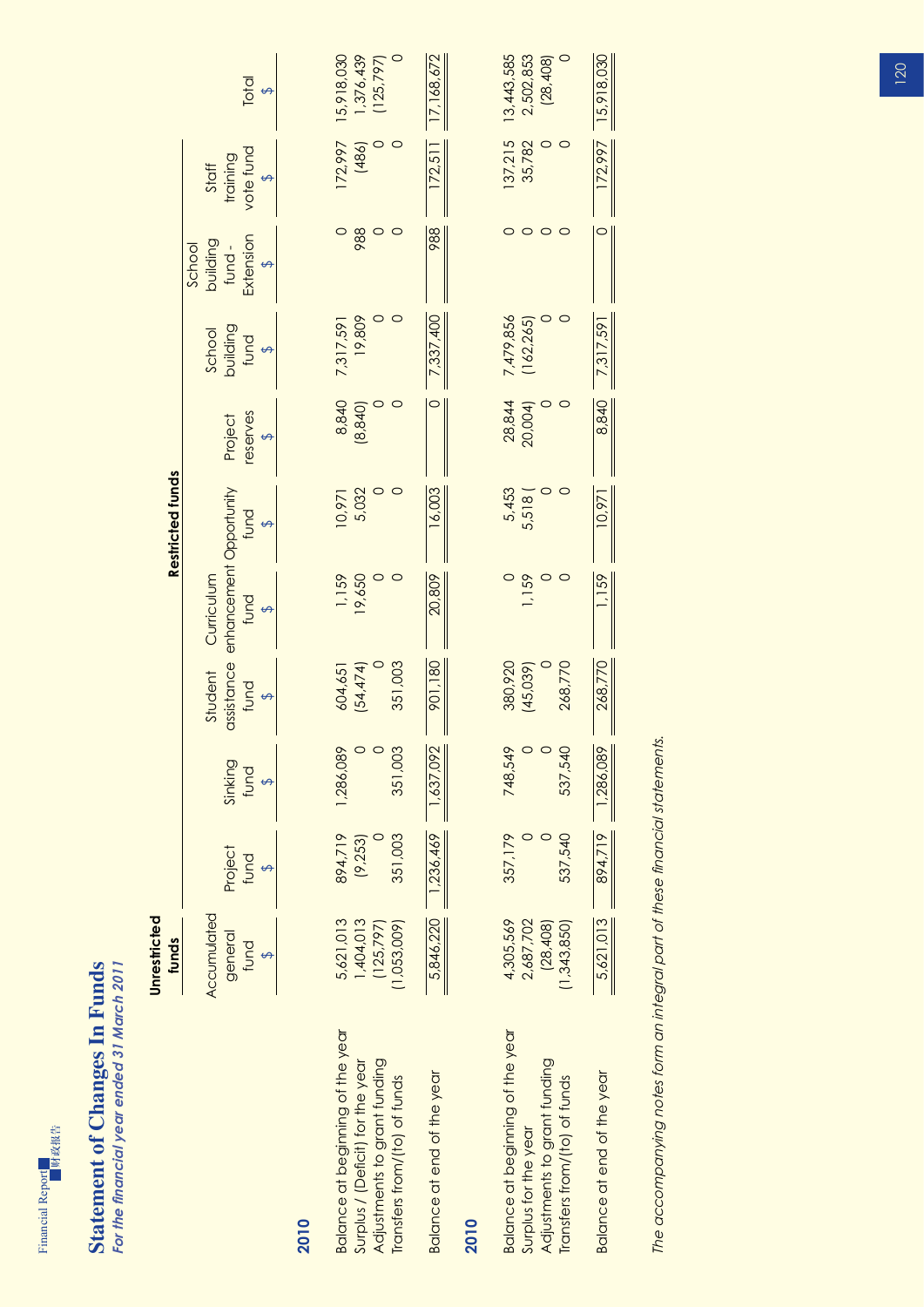## Statement of Changes In Funds

*For the financial year ended 31 March 2011*

| | Unrestricted funds | | | Restricted funds | | | | | | | |
|---|---|---|---|---|---|---|---|---|---|---|---|
| | Accumulated general fund | Project fund | Sinking fund | Student assistance fund | Curriculum enhancement fund | Opportunity fund | Project reserves | School building fund | School building fund - Extension | Staff training vote fund | Total |
| | $ | $ | $ | $ | $ | $ | $ | $ | $ | $ | $ |
| **2010** | | | | | | | | | | | |
| Balance at beginning of the year | 5,621,013 | 894,719 | 1,286,089 | 604,651 | 1,159 | 10,971 | 8,840 | 7,317,591 | 0 | 172,997 | 15,918,030 |
| Surplus / (Deficit) for the year | 1,404,013 | (9,253) | 0 | (54,474) | 19,650 | 5,032 | (8,840) | 19,809 | 988 | (486) | 1,376,439 |
| Adjustments to grant funding | (125,797) | 0 | 0 | 0 | 0 | 0 | 0 | 0 | 0 | 0 | (125,797) |
| Transfers from/(to) of funds | (1,053,009) | 351,003 | 351,003 | 351,003 | 0 | 0 | 0 | 0 | 0 | 0 | 0 |
| Balance at end of the year | 5,846,220 | 1,236,469 | 1,637,092 | 901,180 | 20,809 | 16,003 | 0 | 7,337,400 | 988 | 172,511 | 17,168,672 |
| **2010** | | | | | | | | | | | |
| Balance at beginning of the year | 4,305,569 | 357,179 | 748,549 | 380,920 | 0 | 5,453 | 28,844 | 7,479,856 | 0 | 137,215 | 13,443,585 |
| Surplus for the year | 2,687,702 | 0 | 0 | (45,039) | 1,159 | 5,518 ( | 20,004) | (162,265) | 0 | 35,782 | 2,502,853 |
| Adjustments to grant funding | (28,408) | 0 | 0 | 0 | 0 | 0 | 0 | 0 | 0 | 0 | (28,408) |
| Transfers from/(to) of funds | (1,343,850) | 537,540 | 537,540 | 268,770 | 0 | 0 | 0 | 0 | 0 | 0 | 0 |
| Balance at end of the year | 5,621,013 | 894,719 | 1,286,089 | 268,770 | 1,159 | 10,971 | 8,840 | 7,317,591 | 0 | 172,997 | 15,918,030 |

*The accompanying notes form an integral part of these financial statements.*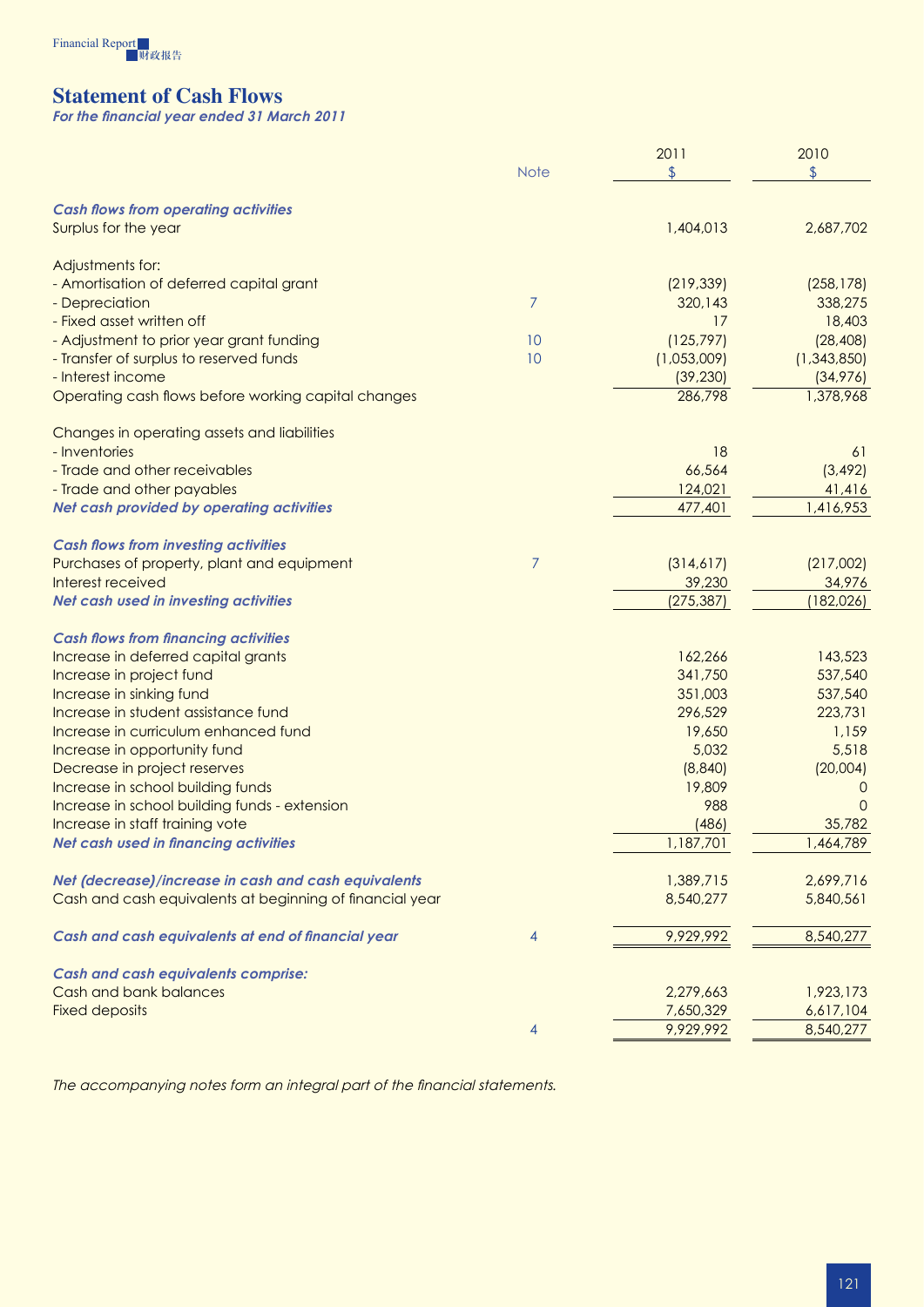## Statement of Cash Flows

*For the financial year ended 31 March 2011*

| | Note | 2011 $ | 2010 $ |
|---|---|---|---|
| ***Cash flows from operating activities*** | | | |
| Surplus for the year | | 1,404,013 | 2,687,702 |
| | | | |
| Adjustments for: | | | |
| - Amortisation of deferred capital grant | | (219,339) | (258,178) |
| - Depreciation | 7 | 320,143 | 338,275 |
| - Fixed asset written off | | 17 | 18,403 |
| - Adjustment to prior year grant funding | 10 | (125,797) | (28,408) |
| - Transfer of surplus to reserved funds | 10 | (1,053,009) | (1,343,850) |
| - Interest income | | (39,230) | (34,976) |
| Operating cash flows before working capital changes | | 286,798 | 1,378,968 |
| | | | |
| Changes in operating assets and liabilities | | | |
| - Inventories | | 18 | 61 |
| - Trade and other receivables | | 66,564 | (3,492) |
| - Trade and other payables | | 124,021 | 41,416 |
| ***Net cash provided by operating activities*** | | 477,401 | 1,416,953 |
| | | | |
| ***Cash flows from investing activities*** | | | |
| Purchases of property, plant and equipment | 7 | (314,617) | (217,002) |
| Interest received | | 39,230 | 34,976 |
| ***Net cash used in investing activities*** | | (275,387) | (182,026) |
| | | | |
| ***Cash flows from financing activities*** | | | |
| Increase in deferred capital grants | | 162,266 | 143,523 |
| Increase in project fund | | 341,750 | 537,540 |
| Increase in sinking fund | | 351,003 | 537,540 |
| Increase in student assistance fund | | 296,529 | 223,731 |
| Increase in curriculum enhanced fund | | 19,650 | 1,159 |
| Increase in opportunity fund | | 5,032 | 5,518 |
| Decrease in project reserves | | (8,840) | (20,004) |
| Increase in school building funds | | 19,809 | 0 |
| Increase in school building funds - extension | | 988 | 0 |
| Increase in staff training vote | | (486) | 35,782 |
| ***Net cash used in financing activities*** | | 1,187,701 | 1,464,789 |
| | | | |
| ***Net (decrease)/increase in cash and cash equivalents*** | | 1,389,715 | 2,699,716 |
| Cash and cash equivalents at beginning of financial year | | 8,540,277 | 5,840,561 |
| | | | |
| ***Cash and cash equivalents at end of financial year*** | 4 | 9,929,992 | 8,540,277 |
| | | | |
| ***Cash and cash equivalents comprise:*** | | | |
| Cash and bank balances | | 2,279,663 | 1,923,173 |
| Fixed deposits | | 7,650,329 | 6,617,104 |
| | 4 | 9,929,992 | 8,540,277 |

*The accompanying notes form an integral part of the financial statements.*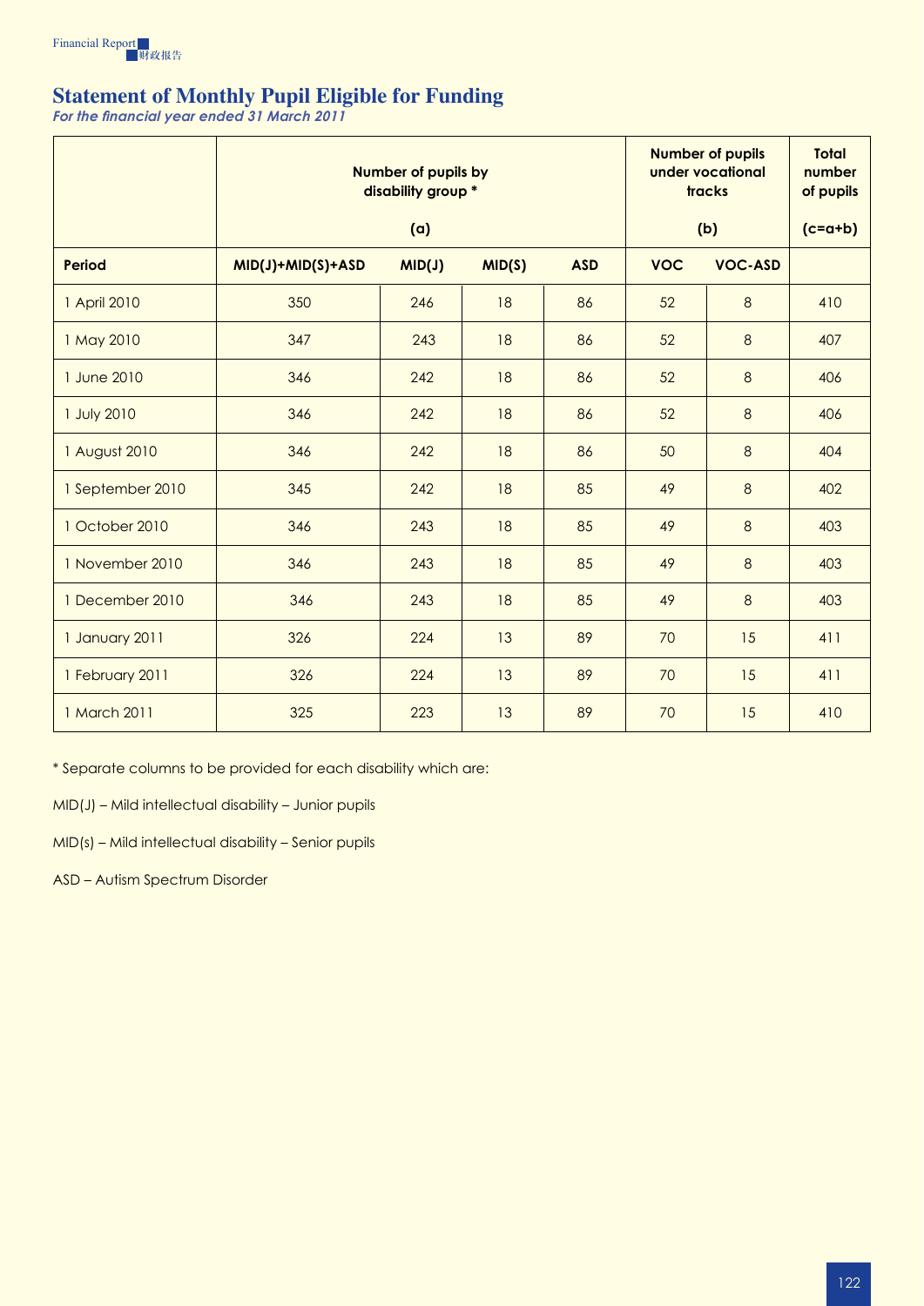# Statement of Monthly Pupil Eligible for Funding

*For the financial year ended 31 March 2011*

| | Number of pupils by disability group * (a) | | | | Number of pupils under vocational tracks (b) | | Total number of pupils (c=a+b) |
|---|---|---|---|---|---|---|---|
| **Period** | **MID(J)+MID(S)+ASD** | **MID(J)** | **MID(S)** | **ASD** | **VOC** | **VOC-ASD** | |
| 1 April 2010 | 350 | 246 | 18 | 86 | 52 | 8 | 410 |
| 1 May 2010 | 347 | 243 | 18 | 86 | 52 | 8 | 407 |
| 1 June 2010 | 346 | 242 | 18 | 86 | 52 | 8 | 406 |
| 1 July 2010 | 346 | 242 | 18 | 86 | 52 | 8 | 406 |
| 1 August 2010 | 346 | 242 | 18 | 86 | 50 | 8 | 404 |
| 1 September 2010 | 345 | 242 | 18 | 85 | 49 | 8 | 402 |
| 1 October 2010 | 346 | 243 | 18 | 85 | 49 | 8 | 403 |
| 1 November 2010 | 346 | 243 | 18 | 85 | 49 | 8 | 403 |
| 1 December 2010 | 346 | 243 | 18 | 85 | 49 | 8 | 403 |
| 1 January 2011 | 326 | 224 | 13 | 89 | 70 | 15 | 411 |
| 1 February 2011 | 326 | 224 | 13 | 89 | 70 | 15 | 411 |
| 1 March 2011 | 325 | 223 | 13 | 89 | 70 | 15 | 410 |

* Separate columns to be provided for each disability which are:

MID(J) – Mild intellectual disability – Junior pupils

MID(s) – Mild intellectual disability – Senior pupils

ASD – Autism Spectrum Disorder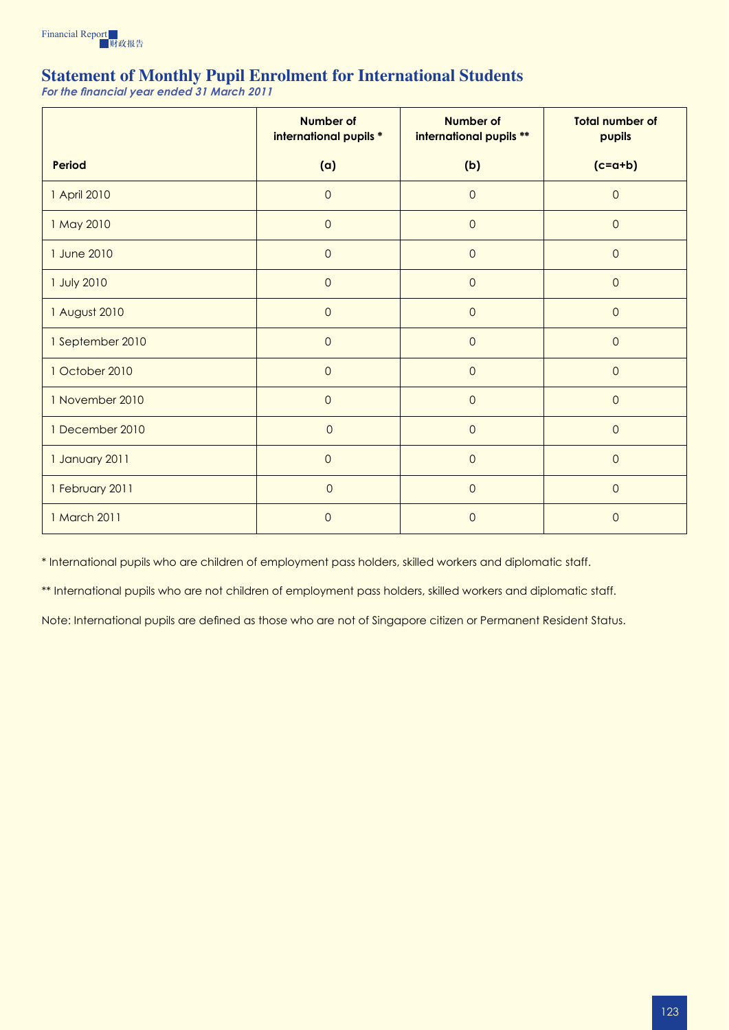# Statement of Monthly Pupil Enrolment for International Students

*For the financial year ended 31 March 2011*

| Period | Number of international pupils * (a) | Number of international pupils ** (b) | Total number of pupils (c=a+b) |
|---|---|---|---|
| 1 April 2010 | 0 | 0 | 0 |
| 1 May 2010 | 0 | 0 | 0 |
| 1 June 2010 | 0 | 0 | 0 |
| 1 July 2010 | 0 | 0 | 0 |
| 1 August 2010 | 0 | 0 | 0 |
| 1 September 2010 | 0 | 0 | 0 |
| 1 October 2010 | 0 | 0 | 0 |
| 1 November 2010 | 0 | 0 | 0 |
| 1 December 2010 | 0 | 0 | 0 |
| 1 January 2011 | 0 | 0 | 0 |
| 1 February 2011 | 0 | 0 | 0 |
| 1 March 2011 | 0 | 0 | 0 |

* International pupils who are children of employment pass holders, skilled workers and diplomatic staff.

** International pupils who are not children of employment pass holders, skilled workers and diplomatic staff.

Note: International pupils are defined as those who are not of Singapore citizen or Permanent Resident Status.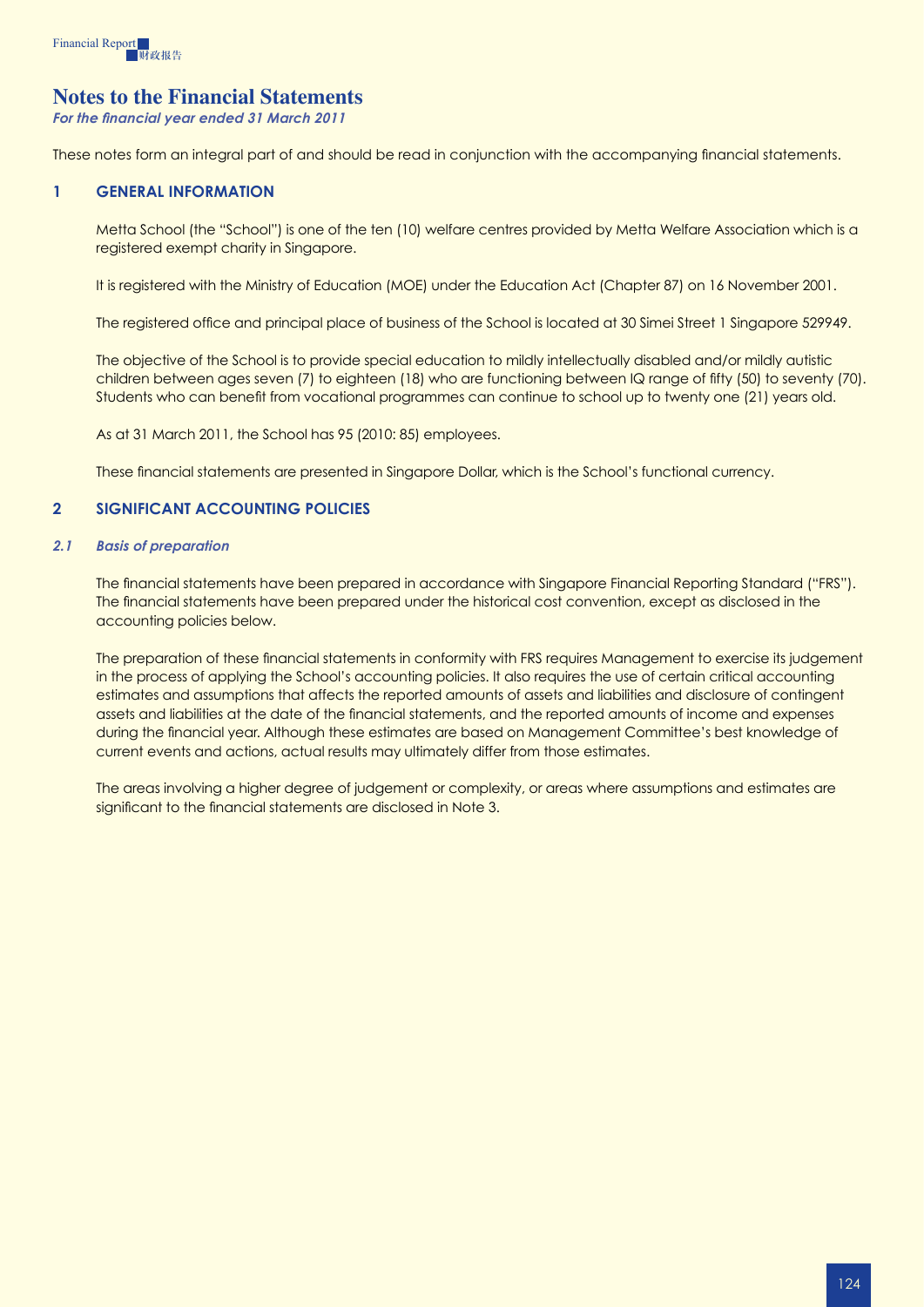# Notes to the Financial Statements

***For the financial year ended 31 March 2011***

These notes form an integral part of and should be read in conjunction with the accompanying financial statements.

## 1 GENERAL INFORMATION

Metta School (the "School") is one of the ten (10) welfare centres provided by Metta Welfare Association which is a registered exempt charity in Singapore.

It is registered with the Ministry of Education (MOE) under the Education Act (Chapter 87) on 16 November 2001.

The registered office and principal place of business of the School is located at 30 Simei Street 1 Singapore 529949.

The objective of the School is to provide special education to mildly intellectually disabled and/or mildly autistic children between ages seven (7) to eighteen (18) who are functioning between IQ range of fifty (50) to seventy (70). Students who can benefit from vocational programmes can continue to school up to twenty one (21) years old.

As at 31 March 2011, the School has 95 (2010: 85) employees.

These financial statements are presented in Singapore Dollar, which is the School's functional currency.

## 2 SIGNIFICANT ACCOUNTING POLICIES

### *2.1 Basis of preparation*

The financial statements have been prepared in accordance with Singapore Financial Reporting Standard ("FRS"). The financial statements have been prepared under the historical cost convention, except as disclosed in the accounting policies below.

The preparation of these financial statements in conformity with FRS requires Management to exercise its judgement in the process of applying the School's accounting policies. It also requires the use of certain critical accounting estimates and assumptions that affects the reported amounts of assets and liabilities and disclosure of contingent assets and liabilities at the date of the financial statements, and the reported amounts of income and expenses during the financial year. Although these estimates are based on Management Committee's best knowledge of current events and actions, actual results may ultimately differ from those estimates.

The areas involving a higher degree of judgement or complexity, or areas where assumptions and estimates are significant to the financial statements are disclosed in Note 3.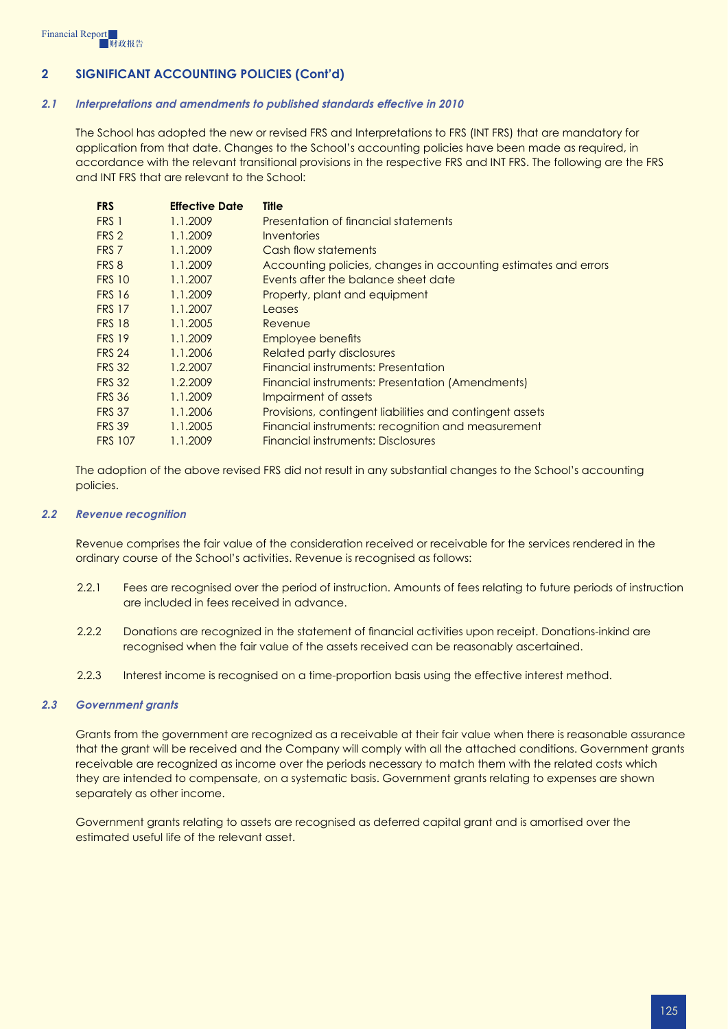## 2 SIGNIFICANT ACCOUNTING POLICIES (Cont'd)

### *2.1 Interpretations and amendments to published standards effective in 2010*

The School has adopted the new or revised FRS and Interpretations to FRS (INT FRS) that are mandatory for application from that date. Changes to the School's accounting policies have been made as required, in accordance with the relevant transitional provisions in the respective FRS and INT FRS. The following are the FRS and INT FRS that are relevant to the School:

| FRS | Effective Date | Title |
|---|---|---|
| FRS 1 | 1.1.2009 | Presentation of financial statements |
| FRS 2 | 1.1.2009 | Inventories |
| FRS 7 | 1.1.2009 | Cash flow statements |
| FRS 8 | 1.1.2009 | Accounting policies, changes in accounting estimates and errors |
| FRS 10 | 1.1.2007 | Events after the balance sheet date |
| FRS 16 | 1.1.2009 | Property, plant and equipment |
| FRS 17 | 1.1.2007 | Leases |
| FRS 18 | 1.1.2005 | Revenue |
| FRS 19 | 1.1.2009 | Employee benefits |
| FRS 24 | 1.1.2006 | Related party disclosures |
| FRS 32 | 1.2.2007 | Financial instruments: Presentation |
| FRS 32 | 1.2.2009 | Financial instruments: Presentation (Amendments) |
| FRS 36 | 1.1.2009 | Impairment of assets |
| FRS 37 | 1.1.2006 | Provisions, contingent liabilities and contingent assets |
| FRS 39 | 1.1.2005 | Financial instruments: recognition and measurement |
| FRS 107 | 1.1.2009 | Financial instruments: Disclosures |

The adoption of the above revised FRS did not result in any substantial changes to the School's accounting policies.

### *2.2 Revenue recognition*

Revenue comprises the fair value of the consideration received or receivable for the services rendered in the ordinary course of the School's activities. Revenue is recognised as follows:

2.2.1 Fees are recognised over the period of instruction. Amounts of fees relating to future periods of instruction are included in fees received in advance.

2.2.2 Donations are recognized in the statement of financial activities upon receipt. Donations-inkind are recognised when the fair value of the assets received can be reasonably ascertained.

2.2.3 Interest income is recognised on a time-proportion basis using the effective interest method.

### *2.3 Government grants*

Grants from the government are recognized as a receivable at their fair value when there is reasonable assurance that the grant will be received and the Company will comply with all the attached conditions. Government grants receivable are recognized as income over the periods necessary to match them with the related costs which they are intended to compensate, on a systematic basis. Government grants relating to expenses are shown separately as other income.

Government grants relating to assets are recognised as deferred capital grant and is amortised over the estimated useful life of the relevant asset.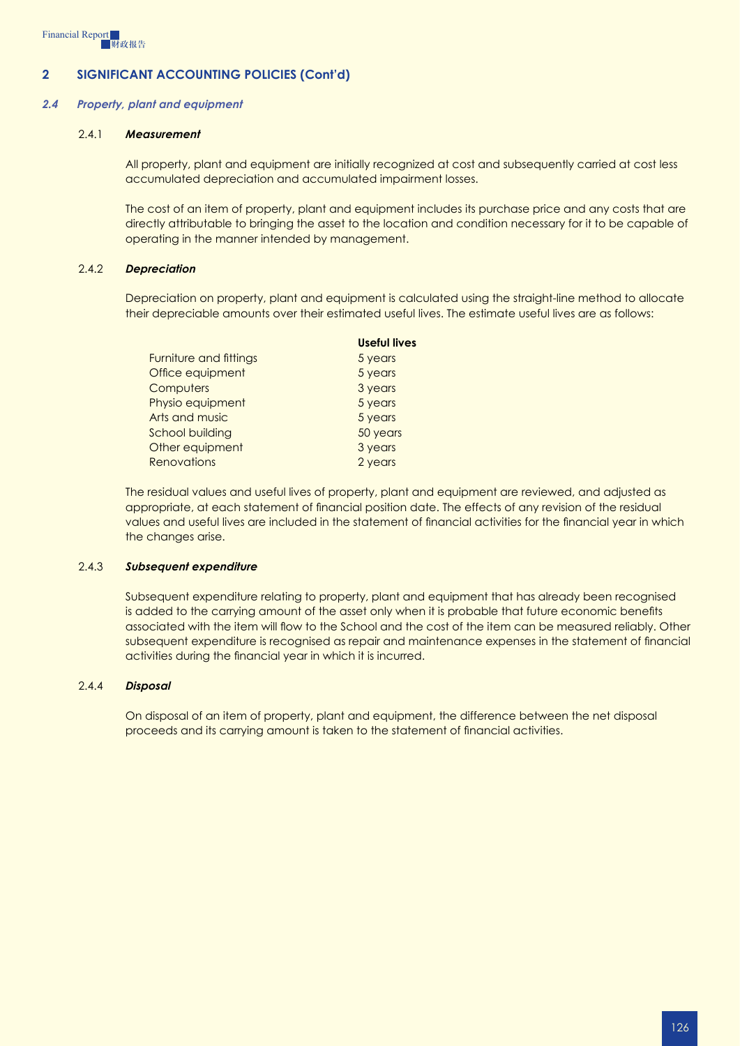## 2 SIGNIFICANT ACCOUNTING POLICIES (Cont'd)

### *2.4 Property, plant and equipment*

#### 2.4.1 ***Measurement***

All property, plant and equipment are initially recognized at cost and subsequently carried at cost less accumulated depreciation and accumulated impairment losses.

The cost of an item of property, plant and equipment includes its purchase price and any costs that are directly attributable to bringing the asset to the location and condition necessary for it to be capable of operating in the manner intended by management.

#### 2.4.2 ***Depreciation***

Depreciation on property, plant and equipment is calculated using the straight-line method to allocate their depreciable amounts over their estimated useful lives. The estimate useful lives are as follows:

| | **Useful lives** |
|---|---|
| Furniture and fittings | 5 years |
| Office equipment | 5 years |
| Computers | 3 years |
| Physio equipment | 5 years |
| Arts and music | 5 years |
| School building | 50 years |
| Other equipment | 3 years |
| Renovations | 2 years |

The residual values and useful lives of property, plant and equipment are reviewed, and adjusted as appropriate, at each statement of financial position date. The effects of any revision of the residual values and useful lives are included in the statement of financial activities for the financial year in which the changes arise.

#### 2.4.3 ***Subsequent expenditure***

Subsequent expenditure relating to property, plant and equipment that has already been recognised is added to the carrying amount of the asset only when it is probable that future economic benefits associated with the item will flow to the School and the cost of the item can be measured reliably. Other subsequent expenditure is recognised as repair and maintenance expenses in the statement of financial activities during the financial year in which it is incurred.

#### 2.4.4 ***Disposal***

On disposal of an item of property, plant and equipment, the difference between the net disposal proceeds and its carrying amount is taken to the statement of financial activities.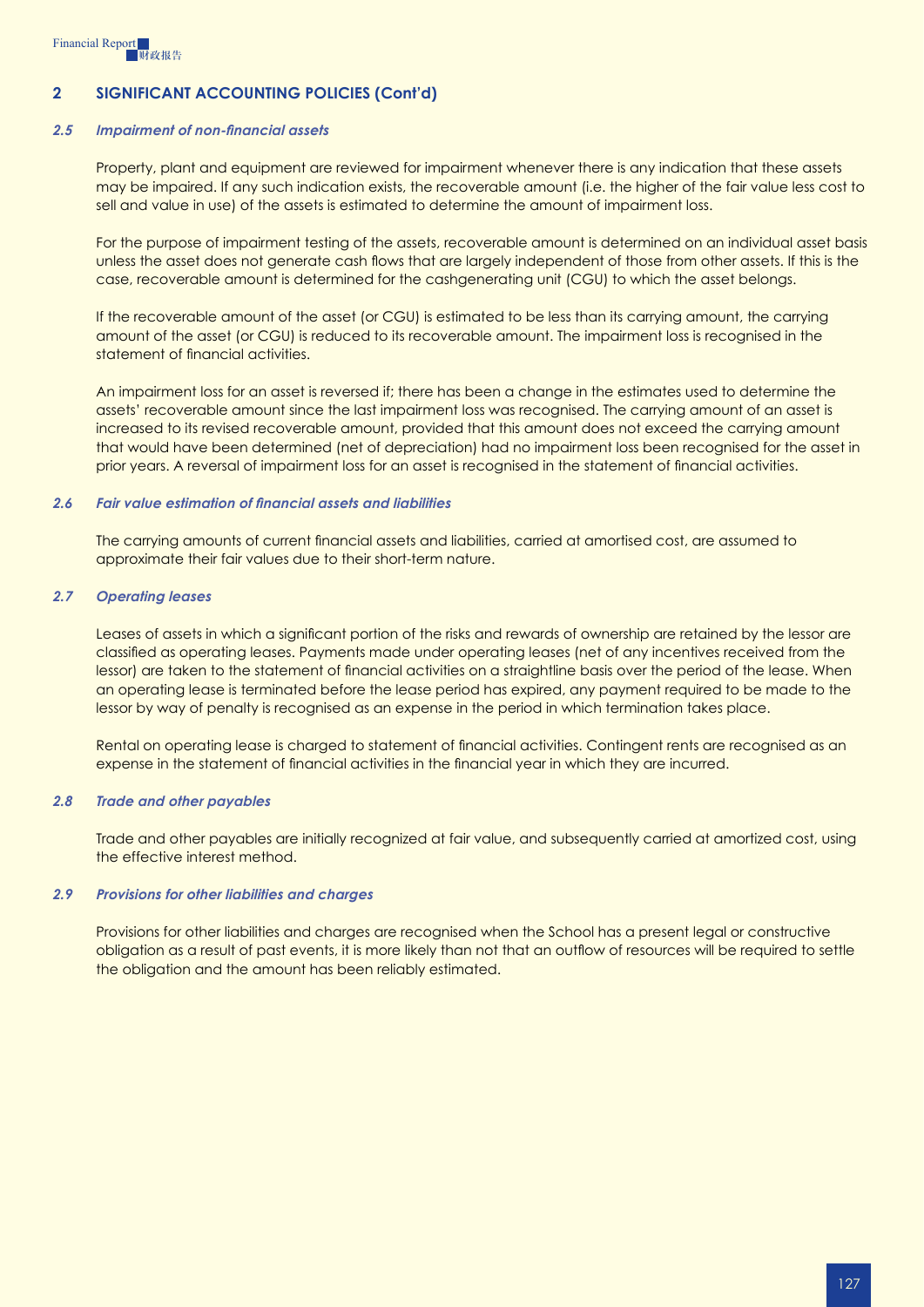## 2 SIGNIFICANT ACCOUNTING POLICIES (Cont'd)

### *2.5 Impairment of non-financial assets*

Property, plant and equipment are reviewed for impairment whenever there is any indication that these assets may be impaired. If any such indication exists, the recoverable amount (i.e. the higher of the fair value less cost to sell and value in use) of the assets is estimated to determine the amount of impairment loss.

For the purpose of impairment testing of the assets, recoverable amount is determined on an individual asset basis unless the asset does not generate cash flows that are largely independent of those from other assets. If this is the case, recoverable amount is determined for the cashgenerating unit (CGU) to which the asset belongs.

If the recoverable amount of the asset (or CGU) is estimated to be less than its carrying amount, the carrying amount of the asset (or CGU) is reduced to its recoverable amount. The impairment loss is recognised in the statement of financial activities.

An impairment loss for an asset is reversed if; there has been a change in the estimates used to determine the assets' recoverable amount since the last impairment loss was recognised. The carrying amount of an asset is increased to its revised recoverable amount, provided that this amount does not exceed the carrying amount that would have been determined (net of depreciation) had no impairment loss been recognised for the asset in prior years. A reversal of impairment loss for an asset is recognised in the statement of financial activities.

### *2.6 Fair value estimation of financial assets and liabilities*

The carrying amounts of current financial assets and liabilities, carried at amortised cost, are assumed to approximate their fair values due to their short-term nature.

### *2.7 Operating leases*

Leases of assets in which a significant portion of the risks and rewards of ownership are retained by the lessor are classified as operating leases. Payments made under operating leases (net of any incentives received from the lessor) are taken to the statement of financial activities on a straightline basis over the period of the lease. When an operating lease is terminated before the lease period has expired, any payment required to be made to the lessor by way of penalty is recognised as an expense in the period in which termination takes place.

Rental on operating lease is charged to statement of financial activities. Contingent rents are recognised as an expense in the statement of financial activities in the financial year in which they are incurred.

### *2.8 Trade and other payables*

Trade and other payables are initially recognized at fair value, and subsequently carried at amortized cost, using the effective interest method.

### *2.9 Provisions for other liabilities and charges*

Provisions for other liabilities and charges are recognised when the School has a present legal or constructive obligation as a result of past events, it is more likely than not that an outflow of resources will be required to settle the obligation and the amount has been reliably estimated.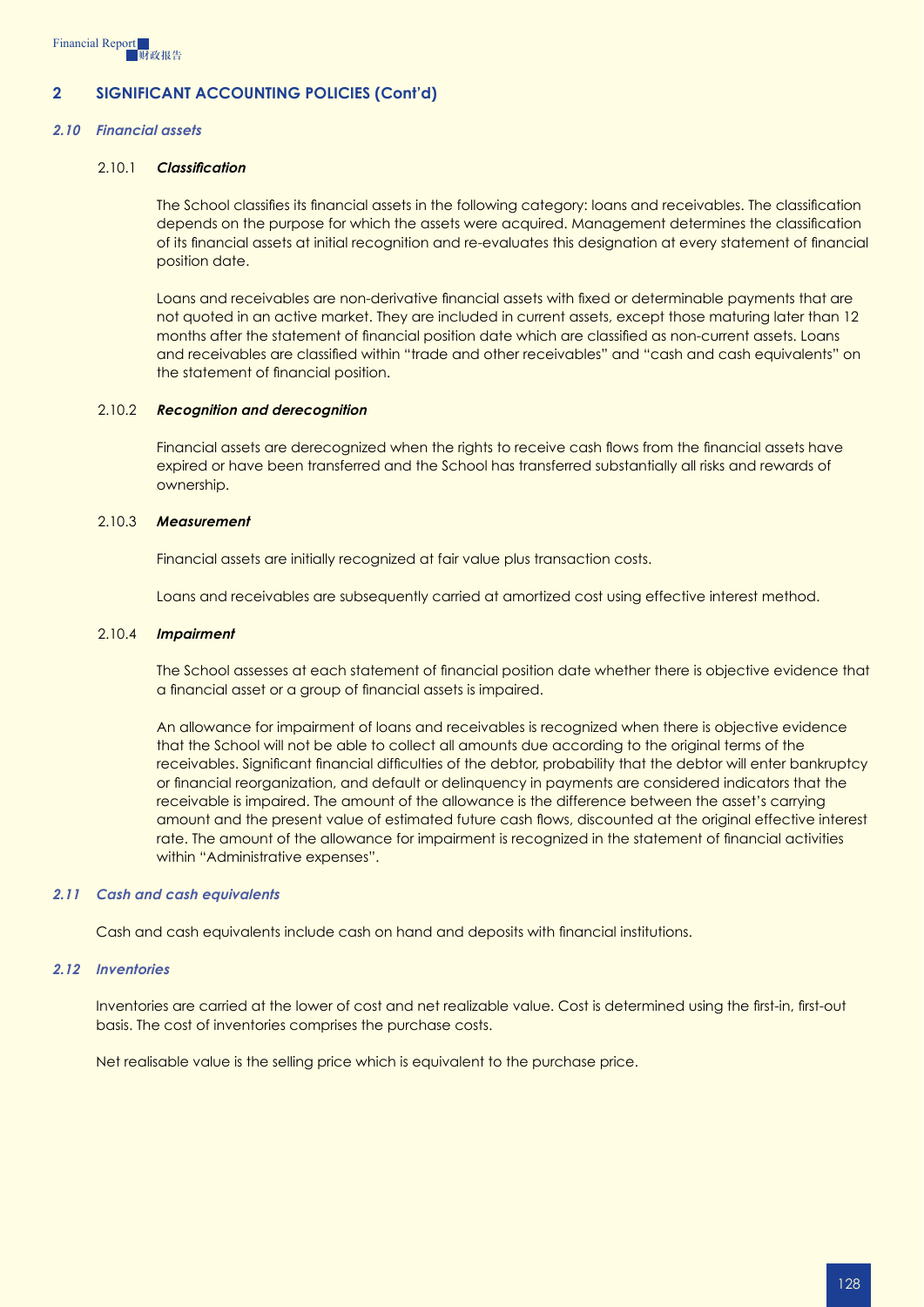## 2 SIGNIFICANT ACCOUNTING POLICIES (Cont'd)

### *2.10 Financial assets*

#### 2.10.1 ***Classification***

The School classifies its financial assets in the following category: loans and receivables. The classification depends on the purpose for which the assets were acquired. Management determines the classification of its financial assets at initial recognition and re-evaluates this designation at every statement of financial position date.

Loans and receivables are non-derivative financial assets with fixed or determinable payments that are not quoted in an active market. They are included in current assets, except those maturing later than 12 months after the statement of financial position date which are classified as non-current assets. Loans and receivables are classified within "trade and other receivables" and "cash and cash equivalents" on the statement of financial position.

#### 2.10.2 ***Recognition and derecognition***

Financial assets are derecognized when the rights to receive cash flows from the financial assets have expired or have been transferred and the School has transferred substantially all risks and rewards of ownership.

#### 2.10.3 ***Measurement***

Financial assets are initially recognized at fair value plus transaction costs.

Loans and receivables are subsequently carried at amortized cost using effective interest method.

#### 2.10.4 ***Impairment***

The School assesses at each statement of financial position date whether there is objective evidence that a financial asset or a group of financial assets is impaired.

An allowance for impairment of loans and receivables is recognized when there is objective evidence that the School will not be able to collect all amounts due according to the original terms of the receivables. Significant financial difficulties of the debtor, probability that the debtor will enter bankruptcy or financial reorganization, and default or delinquency in payments are considered indicators that the receivable is impaired. The amount of the allowance is the difference between the asset's carrying amount and the present value of estimated future cash flows, discounted at the original effective interest rate. The amount of the allowance for impairment is recognized in the statement of financial activities within "Administrative expenses".

### *2.11 Cash and cash equivalents*

Cash and cash equivalents include cash on hand and deposits with financial institutions.

### *2.12 Inventories*

Inventories are carried at the lower of cost and net realizable value. Cost is determined using the first-in, first-out basis. The cost of inventories comprises the purchase costs.

Net realisable value is the selling price which is equivalent to the purchase price.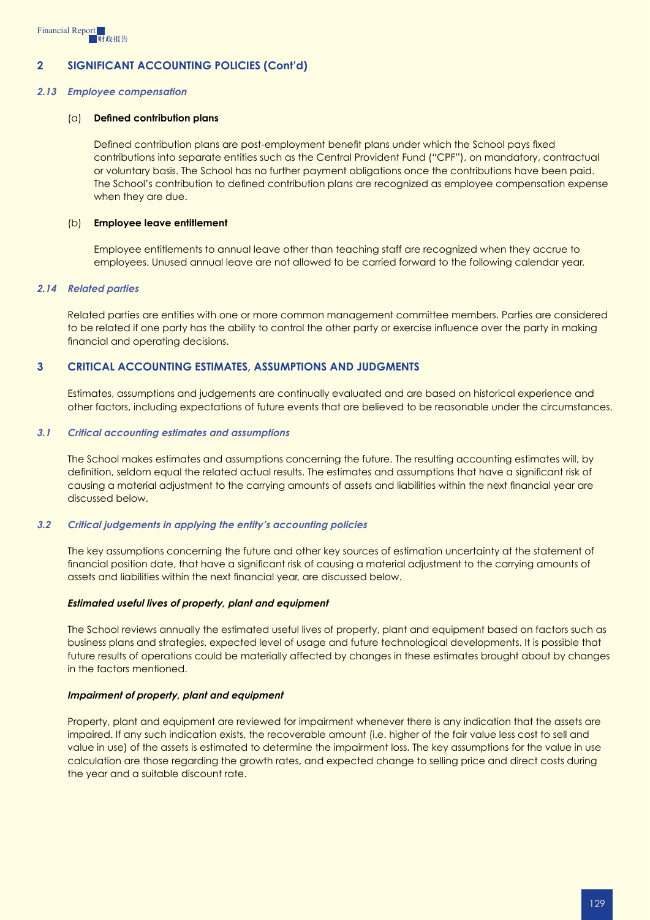## 2 SIGNIFICANT ACCOUNTING POLICIES (Cont'd)

### *2.13 Employee compensation*

(a) **Defined contribution plans**

Defined contribution plans are post-employment benefit plans under which the School pays fixed contributions into separate entities such as the Central Provident Fund ("CPF"), on mandatory, contractual or voluntary basis. The School has no further payment obligations once the contributions have been paid. The School's contribution to defined contribution plans are recognized as employee compensation expense when they are due.

(b) **Employee leave entitlement**

Employee entitlements to annual leave other than teaching staff are recognized when they accrue to employees. Unused annual leave are not allowed to be carried forward to the following calendar year.

### *2.14 Related parties*

Related parties are entities with one or more common management committee members. Parties are considered to be related if one party has the ability to control the other party or exercise influence over the party in making financial and operating decisions.

## 3 CRITICAL ACCOUNTING ESTIMATES, ASSUMPTIONS AND JUDGMENTS

Estimates, assumptions and judgements are continually evaluated and are based on historical experience and other factors, including expectations of future events that are believed to be reasonable under the circumstances.

### *3.1 Critical accounting estimates and assumptions*

The School makes estimates and assumptions concerning the future. The resulting accounting estimates will, by definition, seldom equal the related actual results. The estimates and assumptions that have a significant risk of causing a material adjustment to the carrying amounts of assets and liabilities within the next financial year are discussed below.

### *3.2 Critical judgements in applying the entity's accounting policies*

The key assumptions concerning the future and other key sources of estimation uncertainty at the statement of financial position date, that have a significant risk of causing a material adjustment to the carrying amounts of assets and liabilities within the next financial year, are discussed below.

***Estimated useful lives of property, plant and equipment***

The School reviews annually the estimated useful lives of property, plant and equipment based on factors such as business plans and strategies, expected level of usage and future technological developments. It is possible that future results of operations could be materially affected by changes in these estimates brought about by changes in the factors mentioned.

***Impairment of property, plant and equipment***

Property, plant and equipment are reviewed for impairment whenever there is any indication that the assets are impaired. If any such indication exists, the recoverable amount (i.e. higher of the fair value less cost to sell and value in use) of the assets is estimated to determine the impairment loss. The key assumptions for the value in use calculation are those regarding the growth rates, and expected change to selling price and direct costs during the year and a suitable discount rate.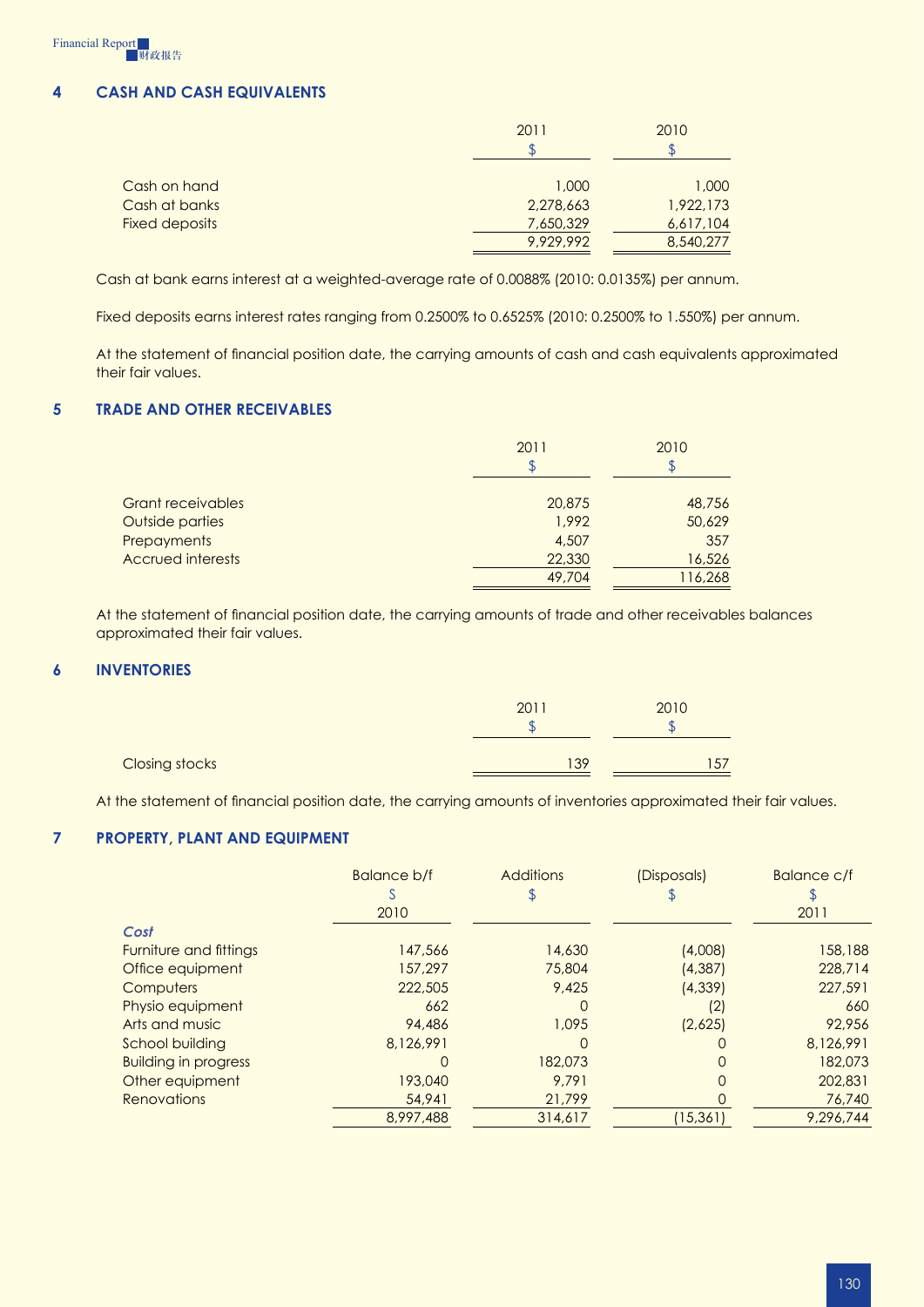## 4 CASH AND CASH EQUIVALENTS

| | 2011<br>$ | 2010<br>$ |
|---|---|---|
| Cash on hand | 1,000 | 1,000 |
| Cash at banks | 2,278,663 | 1,922,173 |
| Fixed deposits | 7,650,329 | 6,617,104 |
| | 9,929,992 | 8,540,277 |

Cash at bank earns interest at a weighted-average rate of 0.0088% (2010: 0.0135%) per annum.

Fixed deposits earns interest rates ranging from 0.2500% to 0.6525% (2010: 0.2500% to 1.550%) per annum.

At the statement of financial position date, the carrying amounts of cash and cash equivalents approximated their fair values.

## 5 TRADE AND OTHER RECEIVABLES

| | 2011<br>$ | 2010<br>$ |
|---|---|---|
| Grant receivables | 20,875 | 48,756 |
| Outside parties | 1,992 | 50,629 |
| Prepayments | 4,507 | 357 |
| Accrued interests | 22,330 | 16,526 |
| | 49,704 | 116,268 |

At the statement of financial position date, the carrying amounts of trade and other receivables balances approximated their fair values.

## 6 INVENTORIES

| | 2011<br>$ | 2010<br>$ |
|---|---|---|
| Closing stocks | 139 | 157 |

At the statement of financial position date, the carrying amounts of inventories approximated their fair values.

## 7 PROPERTY, PLANT AND EQUIPMENT

| | Balance b/f<br>$<br>2010 | Additions<br>$ | (Disposals)<br>$ | Balance c/f<br>$<br>2011 |
|---|---|---|---|---|
| *Cost* | | | | |
| Furniture and fittings | 147,566 | 14,630 | (4,008) | 158,188 |
| Office equipment | 157,297 | 75,804 | (4,387) | 228,714 |
| Computers | 222,505 | 9,425 | (4,339) | 227,591 |
| Physio equipment | 662 | 0 | (2) | 660 |
| Arts and music | 94,486 | 1,095 | (2,625) | 92,956 |
| School building | 8,126,991 | 0 | 0 | 8,126,991 |
| Building in progress | 0 | 182,073 | 0 | 182,073 |
| Other equipment | 193,040 | 9,791 | 0 | 202,831 |
| Renovations | 54,941 | 21,799 | 0 | 76,740 |
| | 8,997,488 | 314,617 | (15,361) | 9,296,744 |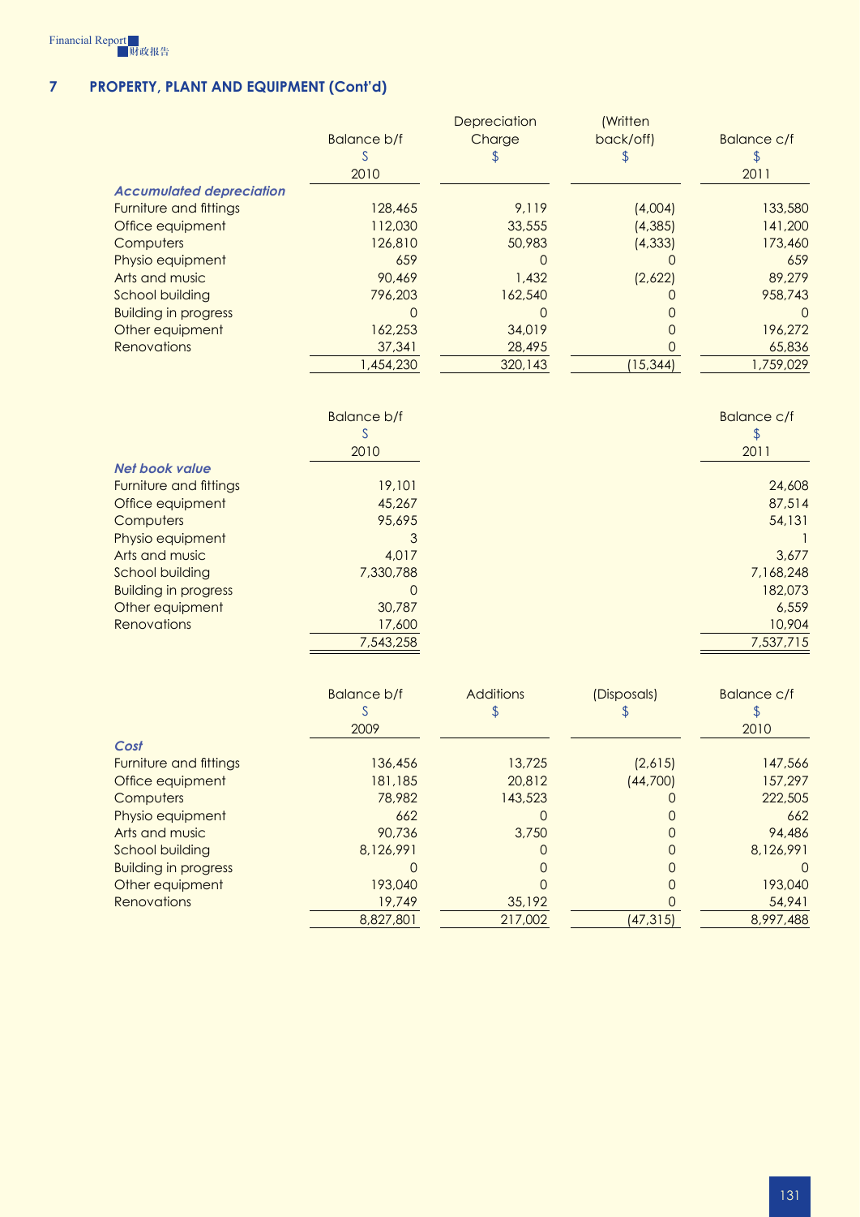## 7 PROPERTY, PLANT AND EQUIPMENT (Cont'd)

| | Balance b/f<br>$<br>2010 | Depreciation Charge<br>$ | (Written back/off)<br>$ | Balance c/f<br>$<br>2011 |
|---|---|---|---|---|
| ***Accumulated depreciation*** | | | | |
| Furniture and fittings | 128,465 | 9,119 | (4,004) | 133,580 |
| Office equipment | 112,030 | 33,555 | (4,385) | 141,200 |
| Computers | 126,810 | 50,983 | (4,333) | 173,460 |
| Physio equipment | 659 | 0 | 0 | 659 |
| Arts and music | 90,469 | 1,432 | (2,622) | 89,279 |
| School building | 796,203 | 162,540 | 0 | 958,743 |
| Building in progress | 0 | 0 | 0 | 0 |
| Other equipment | 162,253 | 34,019 | 0 | 196,272 |
| Renovations | 37,341 | 28,495 | 0 | 65,836 |
| | 1,454,230 | 320,143 | (15,344) | 1,759,029 |

| | Balance b/f<br>$<br>2010 | Balance c/f<br>$<br>2011 |
|---|---|---|
| ***Net book value*** | | |
| Furniture and fittings | 19,101 | 24,608 |
| Office equipment | 45,267 | 87,514 |
| Computers | 95,695 | 54,131 |
| Physio equipment | 3 | 1 |
| Arts and music | 4,017 | 3,677 |
| School building | 7,330,788 | 7,168,248 |
| Building in progress | 0 | 182,073 |
| Other equipment | 30,787 | 6,559 |
| Renovations | 17,600 | 10,904 |
| | 7,543,258 | 7,537,715 |

| | Balance b/f<br>$<br>2009 | Additions<br>$ | (Disposals)<br>$ | Balance c/f<br>$<br>2010 |
|---|---|---|---|---|
| ***Cost*** | | | | |
| Furniture and fittings | 136,456 | 13,725 | (2,615) | 147,566 |
| Office equipment | 181,185 | 20,812 | (44,700) | 157,297 |
| Computers | 78,982 | 143,523 | 0 | 222,505 |
| Physio equipment | 662 | 0 | 0 | 662 |
| Arts and music | 90,736 | 3,750 | 0 | 94,486 |
| School building | 8,126,991 | 0 | 0 | 8,126,991 |
| Building in progress | 0 | 0 | 0 | 0 |
| Other equipment | 193,040 | 0 | 0 | 193,040 |
| Renovations | 19,749 | 35,192 | 0 | 54,941 |
| | 8,827,801 | 217,002 | (47,315) | 8,997,488 |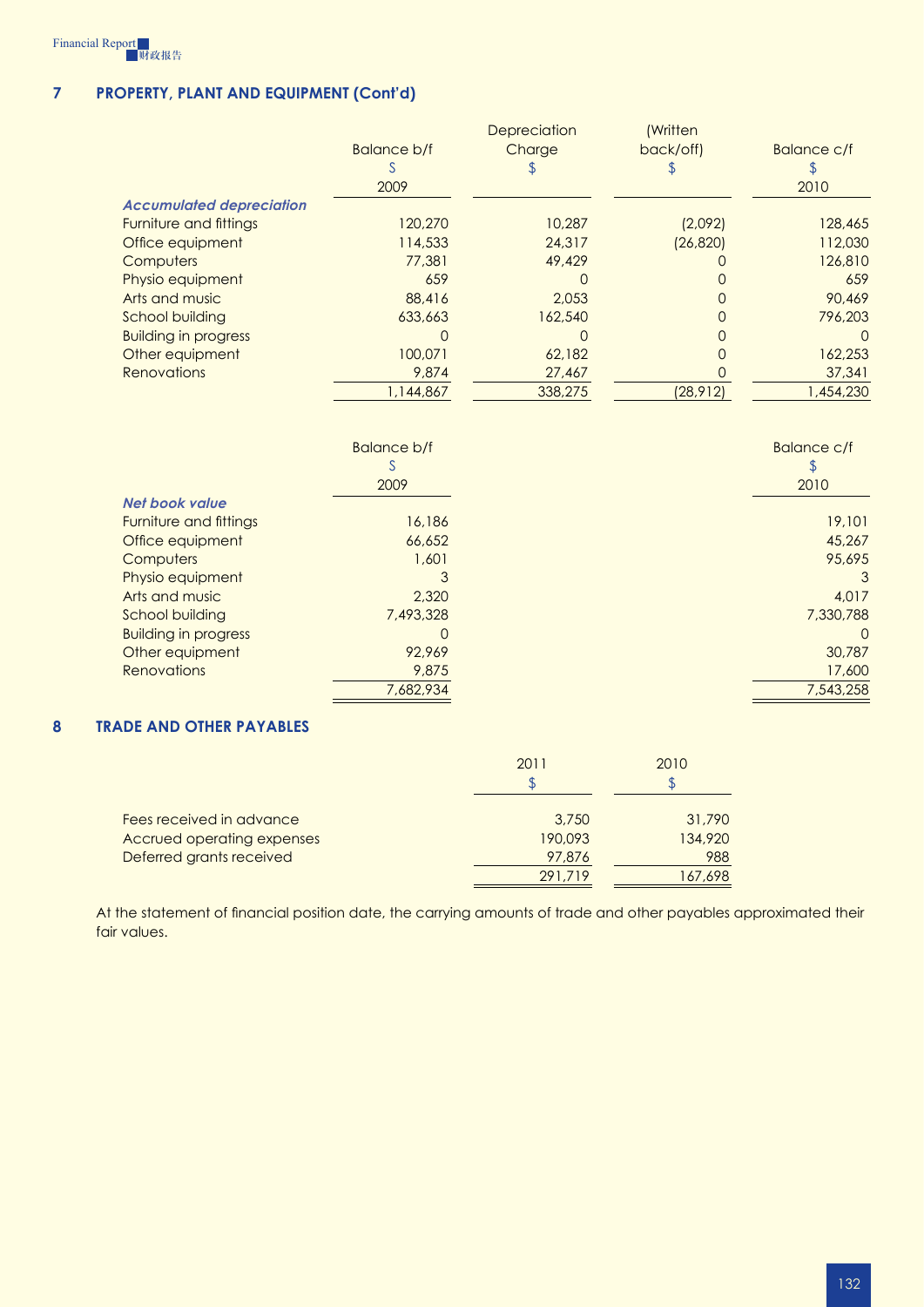## 7 PROPERTY, PLANT AND EQUIPMENT (Cont'd)

| | Balance b/f<br>\$<br>2009 | Depreciation Charge<br>\$ | (Written back/off)<br>\$ | Balance c/f<br>\$<br>2010 |
|---|---|---|---|---|
| ***Accumulated depreciation*** | | | | |
| Furniture and fittings | 120,270 | 10,287 | (2,092) | 128,465 |
| Office equipment | 114,533 | 24,317 | (26,820) | 112,030 |
| Computers | 77,381 | 49,429 | 0 | 126,810 |
| Physio equipment | 659 | 0 | 0 | 659 |
| Arts and music | 88,416 | 2,053 | 0 | 90,469 |
| School building | 633,663 | 162,540 | 0 | 796,203 |
| Building in progress | 0 | 0 | 0 | 0 |
| Other equipment | 100,071 | 62,182 | 0 | 162,253 |
| Renovations | 9,874 | 27,467 | 0 | 37,341 |
| | 1,144,867 | 338,275 | (28,912) | 1,454,230 |

| | Balance b/f<br>\$<br>2009 | Balance c/f<br>\$<br>2010 |
|---|---|---|
| ***Net book value*** | | |
| Furniture and fittings | 16,186 | 19,101 |
| Office equipment | 66,652 | 45,267 |
| Computers | 1,601 | 95,695 |
| Physio equipment | 3 | 3 |
| Arts and music | 2,320 | 4,017 |
| School building | 7,493,328 | 7,330,788 |
| Building in progress | 0 | 0 |
| Other equipment | 92,969 | 30,787 |
| Renovations | 9,875 | 17,600 |
| | 7,682,934 | 7,543,258 |

## 8 TRADE AND OTHER PAYABLES

| | 2011<br>\$ | 2010<br>\$ |
|---|---|---|
| Fees received in advance | 3,750 | 31,790 |
| Accrued operating expenses | 190,093 | 134,920 |
| Deferred grants received | 97,876 | 988 |
| | 291,719 | 167,698 |

At the statement of financial position date, the carrying amounts of trade and other payables approximated their fair values.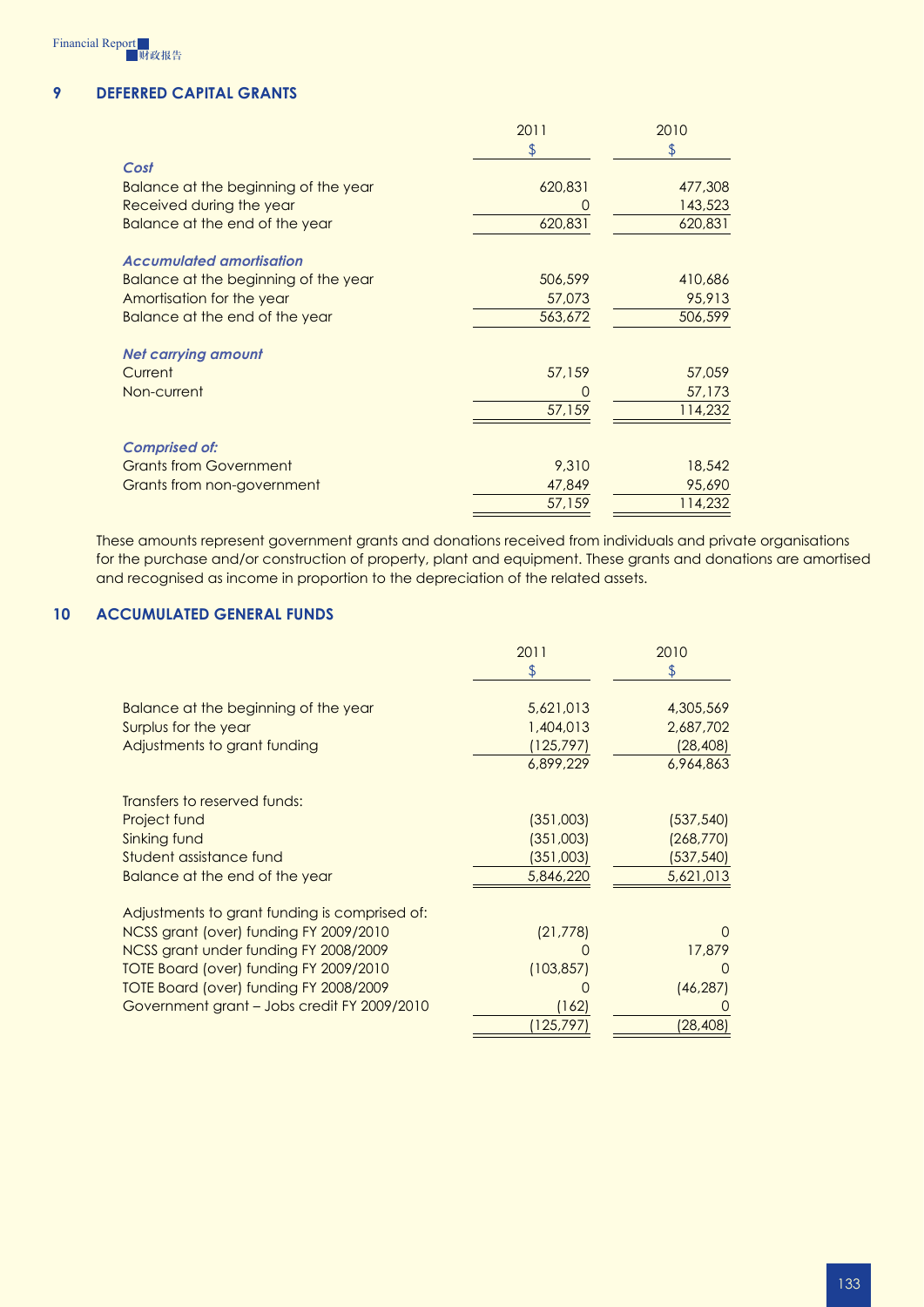## 9 DEFERRED CAPITAL GRANTS

| | 2011 | 2010 |
|---|---|---|
| | $ | $ |
| *Cost* | | |
| Balance at the beginning of the year | 620,831 | 477,308 |
| Received during the year | 0 | 143,523 |
| Balance at the end of the year | 620,831 | 620,831 |
| *Accumulated amortisation* | | |
| Balance at the beginning of the year | 506,599 | 410,686 |
| Amortisation for the year | 57,073 | 95,913 |
| Balance at the end of the year | 563,672 | 506,599 |
| *Net carrying amount* | | |
| Current | 57,159 | 57,059 |
| Non-current | 0 | 57,173 |
| | 57,159 | 114,232 |
| *Comprised of:* | | |
| Grants from Government | 9,310 | 18,542 |
| Grants from non-government | 47,849 | 95,690 |
| | 57,159 | 114,232 |

These amounts represent government grants and donations received from individuals and private organisations for the purchase and/or construction of property, plant and equipment. These grants and donations are amortised and recognised as income in proportion to the depreciation of the related assets.

## 10 ACCUMULATED GENERAL FUNDS

| | 2011 | 2010 |
|---|---|---|
| | $ | $ |
| Balance at the beginning of the year | 5,621,013 | 4,305,569 |
| Surplus for the year | 1,404,013 | 2,687,702 |
| Adjustments to grant funding | (125,797) | (28,408) |
| | 6,899,229 | 6,964,863 |
| Transfers to reserved funds: | | |
| Project fund | (351,003) | (537,540) |
| Sinking fund | (351,003) | (268,770) |
| Student assistance fund | (351,003) | (537,540) |
| Balance at the end of the year | 5,846,220 | 5,621,013 |
| Adjustments to grant funding is comprised of: | | |
| NCSS grant (over) funding FY 2009/2010 | (21,778) | 0 |
| NCSS grant under funding FY 2008/2009 | 0 | 17,879 |
| TOTE Board (over) funding FY 2009/2010 | (103,857) | 0 |
| TOTE Board (over) funding FY 2008/2009 | 0 | (46,287) |
| Government grant – Jobs credit FY 2009/2010 | (162) | 0 |
| | (125,797) | (28,408) |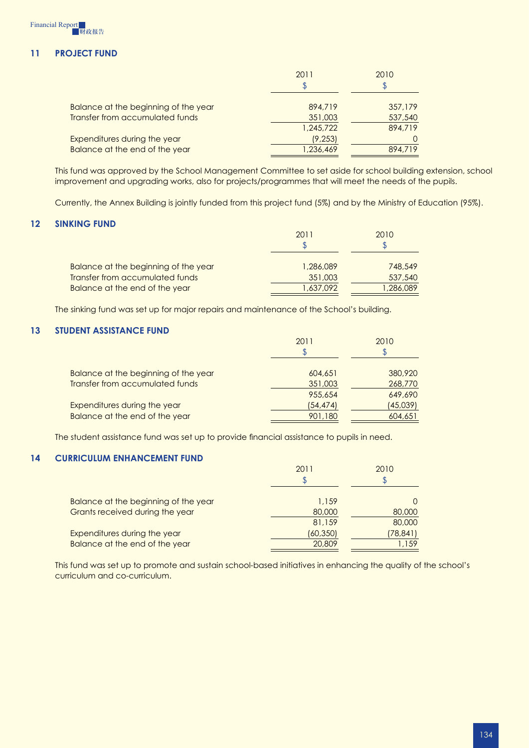## 11 PROJECT FUND

| | 2011 | 2010 |
|---|---|---|
| | $ | $ |
| Balance at the beginning of the year | 894,719 | 357,179 |
| Transfer from accumulated funds | 351,003 | 537,540 |
| | 1,245,722 | 894,719 |
| Expenditures during the year | (9,253) | 0 |
| Balance at the end of the year | 1,236,469 | 894,719 |

This fund was approved by the School Management Committee to set aside for school building extension, school improvement and upgrading works, also for projects/programmes that will meet the needs of the pupils.

Currently, the Annex Building is jointly funded from this project fund (5%) and by the Ministry of Education (95%).

## 12 SINKING FUND

| | 2011 | 2010 |
|---|---|---|
| | $ | $ |
| Balance at the beginning of the year | 1,286,089 | 748,549 |
| Transfer from accumulated funds | 351,003 | 537,540 |
| Balance at the end of the year | 1,637,092 | 1,286,089 |

The sinking fund was set up for major repairs and maintenance of the School's building.

## 13 STUDENT ASSISTANCE FUND

| | 2011 | 2010 |
|---|---|---|
| | $ | $ |
| Balance at the beginning of the year | 604,651 | 380,920 |
| Transfer from accumulated funds | 351,003 | 268,770 |
| | 955,654 | 649,690 |
| Expenditures during the year | (54,474) | (45,039) |
| Balance at the end of the year | 901,180 | 604,651 |

The student assistance fund was set up to provide financial assistance to pupils in need.

## 14 CURRICULUM ENHANCEMENT FUND

| | 2011 | 2010 |
|---|---|---|
| | $ | $ |
| Balance at the beginning of the year | 1,159 | 0 |
| Grants received during the year | 80,000 | 80,000 |
| | 81,159 | 80,000 |
| Expenditures during the year | (60,350) | (78,841) |
| Balance at the end of the year | 20,809 | 1,159 |

This fund was set up to promote and sustain school-based initiatives in enhancing the quality of the school's curriculum and co-curriculum.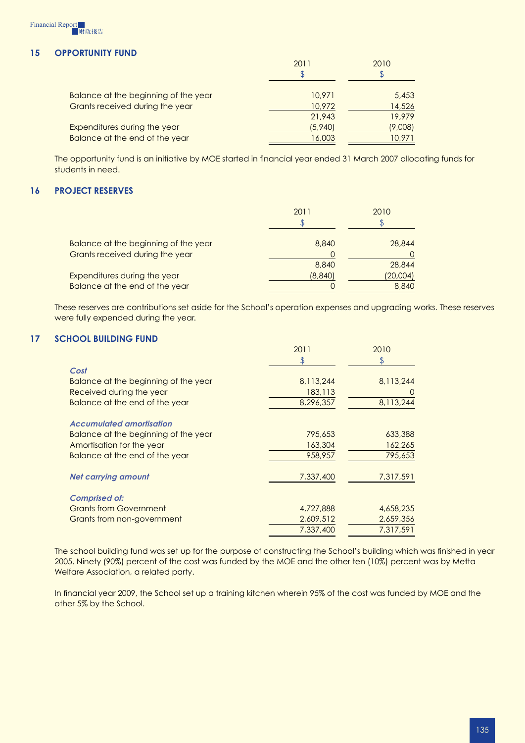## 15 OPPORTUNITY FUND

| | 2011 | 2010 |
|---|---|---|
| | $ | $ |
| Balance at the beginning of the year | 10,971 | 5,453 |
| Grants received during the year | 10,972 | 14,526 |
| | 21,943 | 19,979 |
| Expenditures during the year | (5,940) | (9,008) |
| Balance at the end of the year | 16,003 | 10,971 |

The opportunity fund is an initiative by MOE started in financial year ended 31 March 2007 allocating funds for students in need.

## 16 PROJECT RESERVES

| | 2011 | 2010 |
|---|---|---|
| | $ | $ |
| Balance at the beginning of the year | 8,840 | 28,844 |
| Grants received during the year | 0 | 0 |
| | 8,840 | 28,844 |
| Expenditures during the year | (8,840) | (20,004) |
| Balance at the end of the year | 0 | 8,840 |

These reserves are contributions set aside for the School's operation expenses and upgrading works. These reserves were fully expended during the year.

## 17 SCHOOL BUILDING FUND

| | 2011 | 2010 |
|---|---|---|
| | $ | $ |
| ***Cost*** | | |
| Balance at the beginning of the year | 8,113,244 | 8,113,244 |
| Received during the year | 183,113 | 0 |
| Balance at the end of the year | 8,296,357 | 8,113,244 |
| ***Accumulated amortisation*** | | |
| Balance at the beginning of the year | 795,653 | 633,388 |
| Amortisation for the year | 163,304 | 162,265 |
| Balance at the end of the year | 958,957 | 795,653 |
| ***Net carrying amount*** | 7,337,400 | 7,317,591 |
| ***Comprised of:*** | | |
| Grants from Government | 4,727,888 | 4,658,235 |
| Grants from non-government | 2,609,512 | 2,659,356 |
| | 7,337,400 | 7,317,591 |

The school building fund was set up for the purpose of constructing the School's building which was finished in year 2005. Ninety (90%) percent of the cost was funded by the MOE and the other ten (10%) percent was by Metta Welfare Association, a related party.

In financial year 2009, the School set up a training kitchen wherein 95% of the cost was funded by MOE and the other 5% by the School.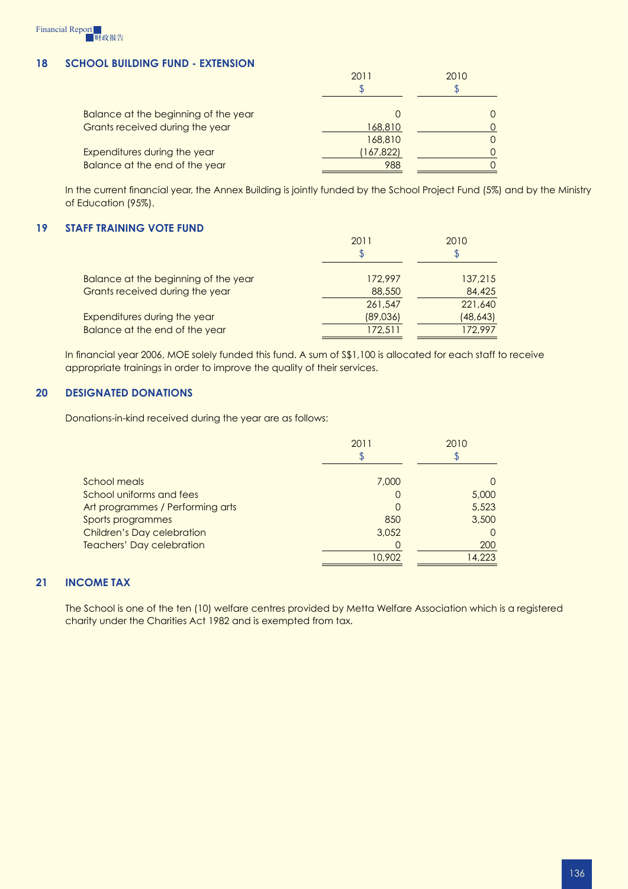## 18 SCHOOL BUILDING FUND - EXTENSION

| | 2011<br>$ | 2010<br>$ |
|---|---|---|
| Balance at the beginning of the year | 0 | 0 |
| Grants received during the year | 168,810 | 0 |
| | 168,810 | 0 |
| Expenditures during the year | (167,822) | 0 |
| Balance at the end of the year | 988 | 0 |

In the current financial year, the Annex Building is jointly funded by the School Project Fund (5%) and by the Ministry of Education (95%).

## 19 STAFF TRAINING VOTE FUND

| | 2011<br>$ | 2010<br>$ |
|---|---|---|
| Balance at the beginning of the year | 172,997 | 137,215 |
| Grants received during the year | 88,550 | 84,425 |
| | 261,547 | 221,640 |
| Expenditures during the year | (89,036) | (48,643) |
| Balance at the end of the year | 172,511 | 172,997 |

In financial year 2006, MOE solely funded this fund. A sum of S$1,100 is allocated for each staff to receive appropriate trainings in order to improve the quality of their services.

## 20 DESIGNATED DONATIONS

Donations-in-kind received during the year are as follows:

| | 2011<br>$ | 2010<br>$ |
|---|---|---|
| School meals | 7,000 | 0 |
| School uniforms and fees | 0 | 5,000 |
| Art programmes / Performing arts | 0 | 5,523 |
| Sports programmes | 850 | 3,500 |
| Children's Day celebration | 3,052 | 0 |
| Teachers' Day celebration | 0 | 200 |
| | 10,902 | 14,223 |

## 21 INCOME TAX

The School is one of the ten (10) welfare centres provided by Metta Welfare Association which is a registered charity under the Charities Act 1982 and is exempted from tax.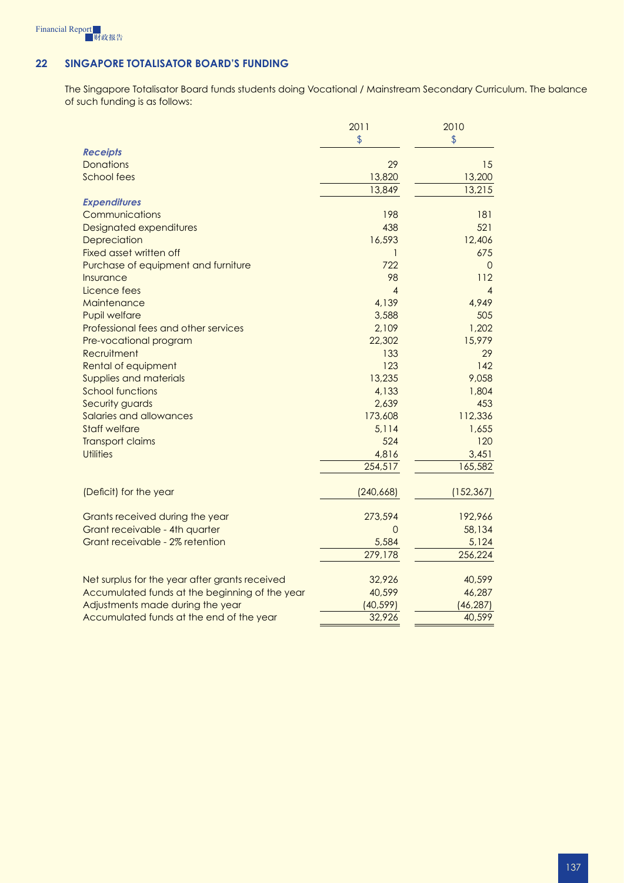## 22 SINGAPORE TOTALISATOR BOARD'S FUNDING

The Singapore Totalisator Board funds students doing Vocational / Mainstream Secondary Curriculum. The balance of such funding is as follows:

| | 2011<br>$ | 2010<br>$ |
|---|---|---|
| ***Receipts*** | | |
| Donations | 29 | 15 |
| School fees | 13,820 | 13,200 |
| | 13,849 | 13,215 |
| ***Expenditures*** | | |
| Communications | 198 | 181 |
| Designated expenditures | 438 | 521 |
| Depreciation | 16,593 | 12,406 |
| Fixed asset written off | 1 | 675 |
| Purchase of equipment and furniture | 722 | 0 |
| Insurance | 98 | 112 |
| Licence fees | 4 | 4 |
| Maintenance | 4,139 | 4,949 |
| Pupil welfare | 3,588 | 505 |
| Professional fees and other services | 2,109 | 1,202 |
| Pre-vocational program | 22,302 | 15,979 |
| Recruitment | 133 | 29 |
| Rental of equipment | 123 | 142 |
| Supplies and materials | 13,235 | 9,058 |
| School functions | 4,133 | 1,804 |
| Security guards | 2,639 | 453 |
| Salaries and allowances | 173,608 | 112,336 |
| Staff welfare | 5,114 | 1,655 |
| Transport claims | 524 | 120 |
| Utilities | 4,816 | 3,451 |
| | 254,517 | 165,582 |
| (Deficit) for the year | (240,668) | (152,367) |
| Grants received during the year | 273,594 | 192,966 |
| Grant receivable - 4th quarter | 0 | 58,134 |
| Grant receivable - 2% retention | 5,584 | 5,124 |
| | 279,178 | 256,224 |
| Net surplus for the year after grants received | 32,926 | 40,599 |
| Accumulated funds at the beginning of the year | 40,599 | 46,287 |
| Adjustments made during the year | (40,599) | (46,287) |
| Accumulated funds at the end of the year | 32,926 | 40,599 |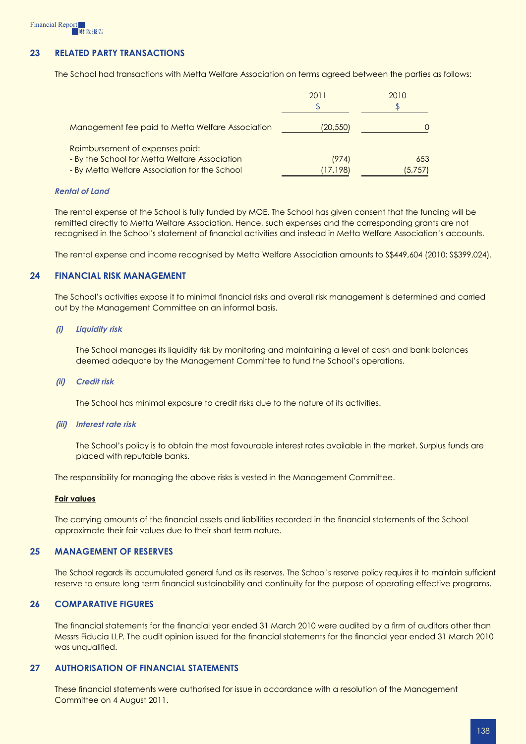## 23 RELATED PARTY TRANSACTIONS

The School had transactions with Metta Welfare Association on terms agreed between the parties as follows:

| | 2011<br>$ | 2010<br>$ |
|---|---|---|
| Management fee paid to Metta Welfare Association | (20,550) | 0 |
| Reimbursement of expenses paid: | | |
| - By the School for Metta Welfare Association | (974) | 653 |
| - By Metta Welfare Association for the School | (17,198) | (5,757) |

***Rental of Land***

The rental expense of the School is fully funded by MOE. The School has given consent that the funding will be remitted directly to Metta Welfare Association. Hence, such expenses and the corresponding grants are not recognised in the School's statement of financial activities and instead in Metta Welfare Association's accounts.

The rental expense and income recognised by Metta Welfare Association amounts to S$449,604 (2010: S$399,024).

## 24 FINANCIAL RISK MANAGEMENT

The School's activities expose it to minimal financial risks and overall risk management is determined and carried out by the Management Committee on an informal basis.

***(i) Liquidity risk***

The School manages its liquidity risk by monitoring and maintaining a level of cash and bank balances deemed adequate by the Management Committee to fund the School's operations.

***(ii) Credit risk***

The School has minimal exposure to credit risks due to the nature of its activities.

***(iii) Interest rate risk***

The School's policy is to obtain the most favourable interest rates available in the market. Surplus funds are placed with reputable banks.

The responsibility for managing the above risks is vested in the Management Committee.

**Fair values**

The carrying amounts of the financial assets and liabilities recorded in the financial statements of the School approximate their fair values due to their short term nature.

## 25 MANAGEMENT OF RESERVES

The School regards its accumulated general fund as its reserves. The School's reserve policy requires it to maintain sufficient reserve to ensure long term financial sustainability and continuity for the purpose of operating effective programs.

## 26 COMPARATIVE FIGURES

The financial statements for the financial year ended 31 March 2010 were audited by a firm of auditors other than Messrs Fiducia LLP. The audit opinion issued for the financial statements for the financial year ended 31 March 2010 was unqualified.

## 27 AUTHORISATION OF FINANCIAL STATEMENTS

These financial statements were authorised for issue in accordance with a resolution of the Management Committee on 4 August 2011.